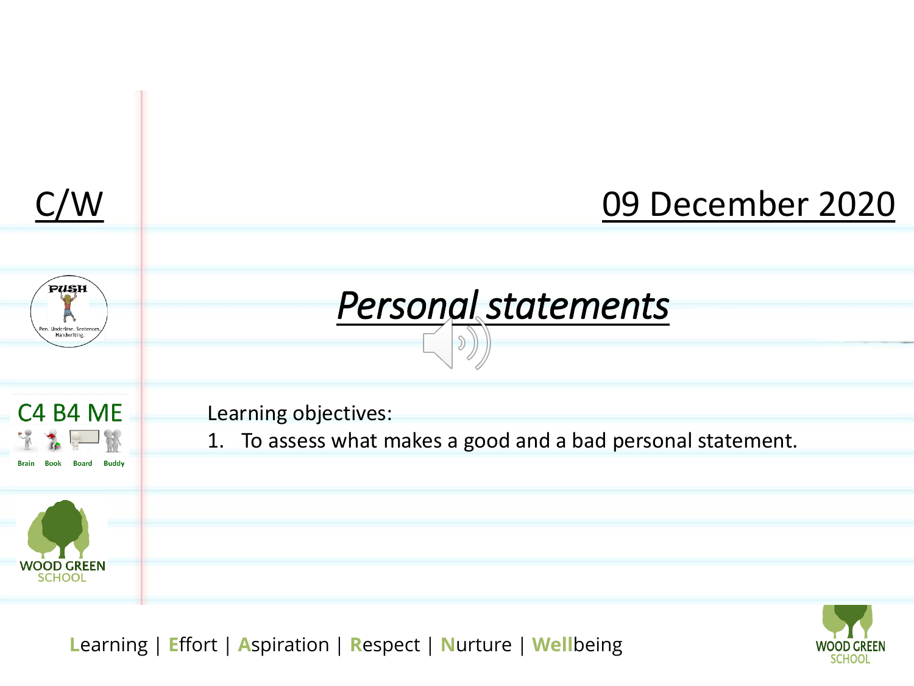C/W

09 December 2020

# *Personal statements*

PUSH
Pen. Underline. Sentences. Handwriting.

C4 B4 ME
Brain Book Board Buddy

Learning objectives:

1. To assess what makes a good and a bad personal statement.

Learning | Effort | Aspiration | Respect | Nurture | Wellbeing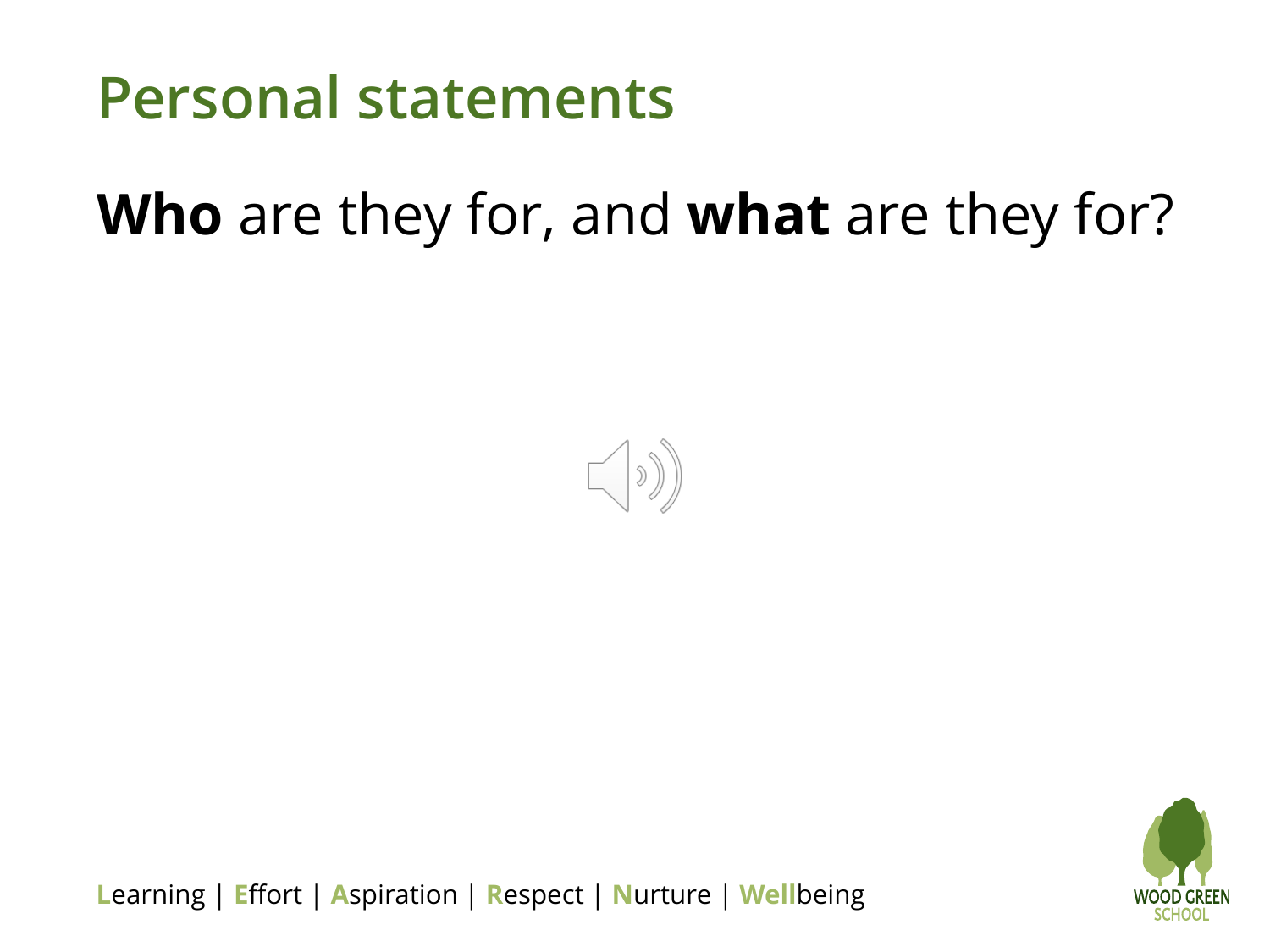# Personal statements

**Who** are they for, and **what** are they for?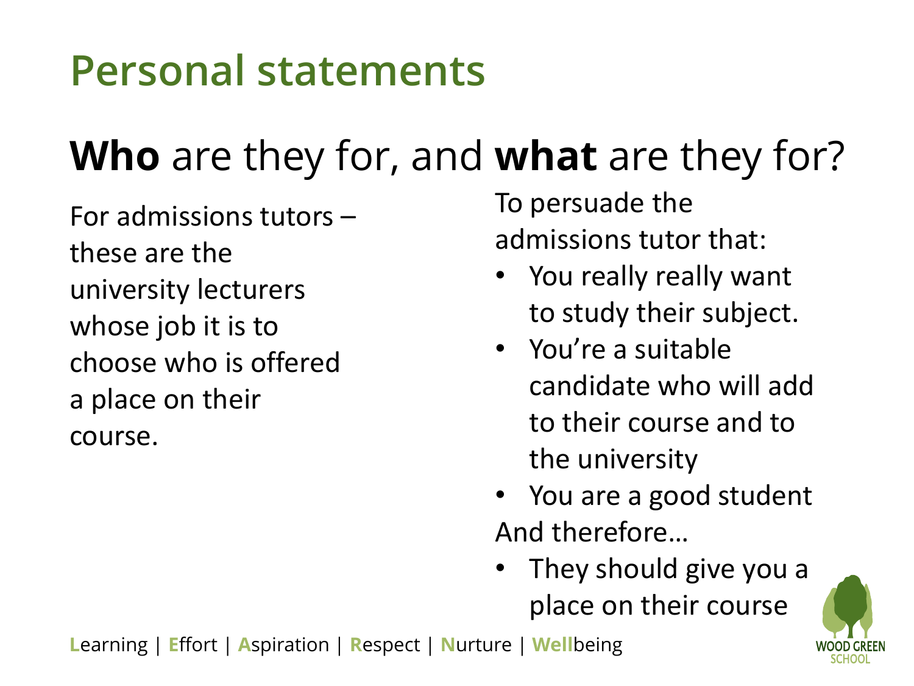# Personal statements

## **Who** are they for, and **what** are they for?

For admissions tutors – these are the university lecturers whose job it is to choose who is offered a place on their course.

To persuade the admissions tutor that:

- You really really want to study their subject.
- You're a suitable candidate who will add to their course and to the university
- You are a good student

And therefore…

- They should give you a place on their course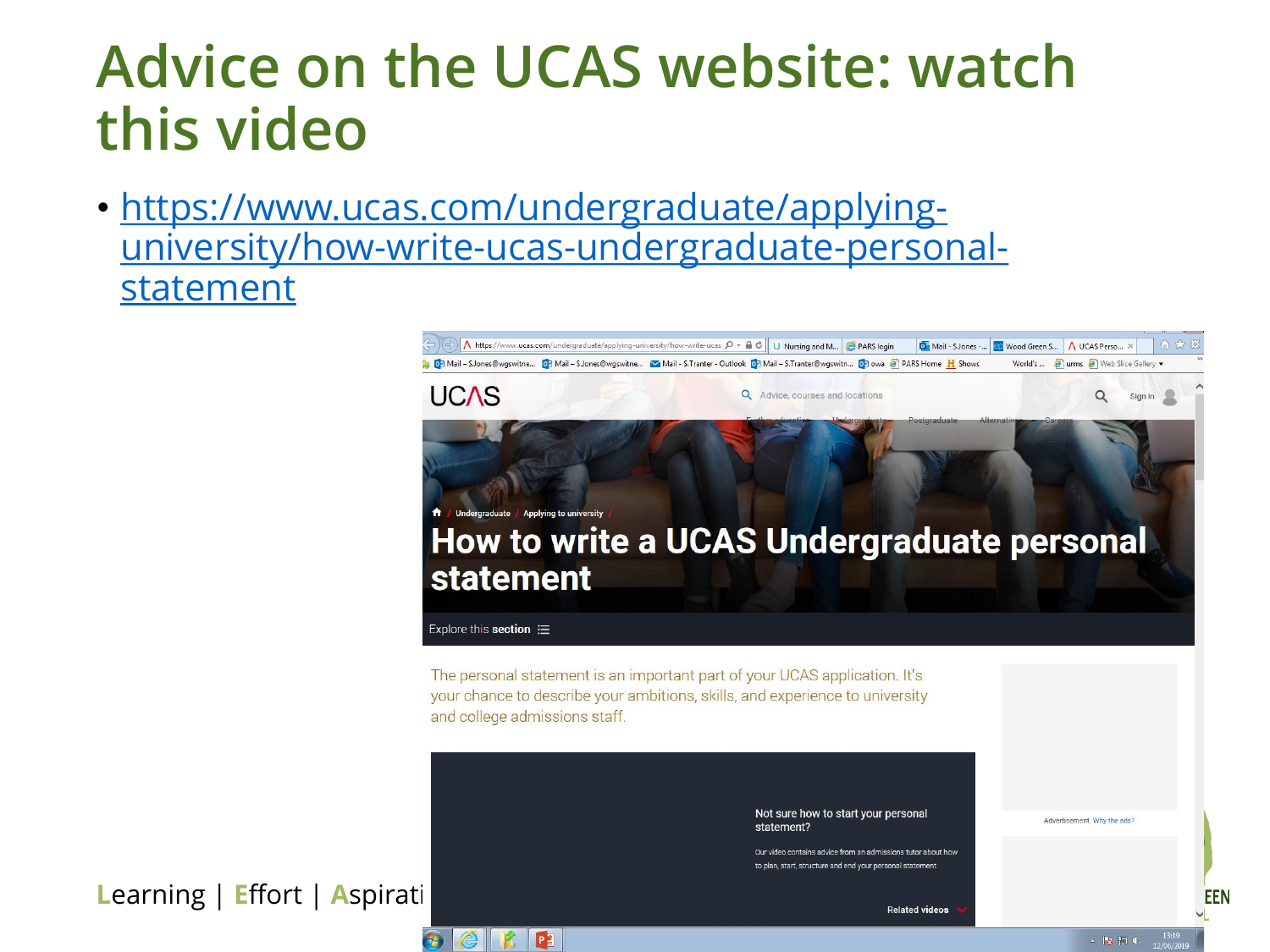# Advice on the UCAS website: watch this video

- https://www.ucas.com/undergraduate/applying-university/how-write-ucas-undergraduate-personal-statement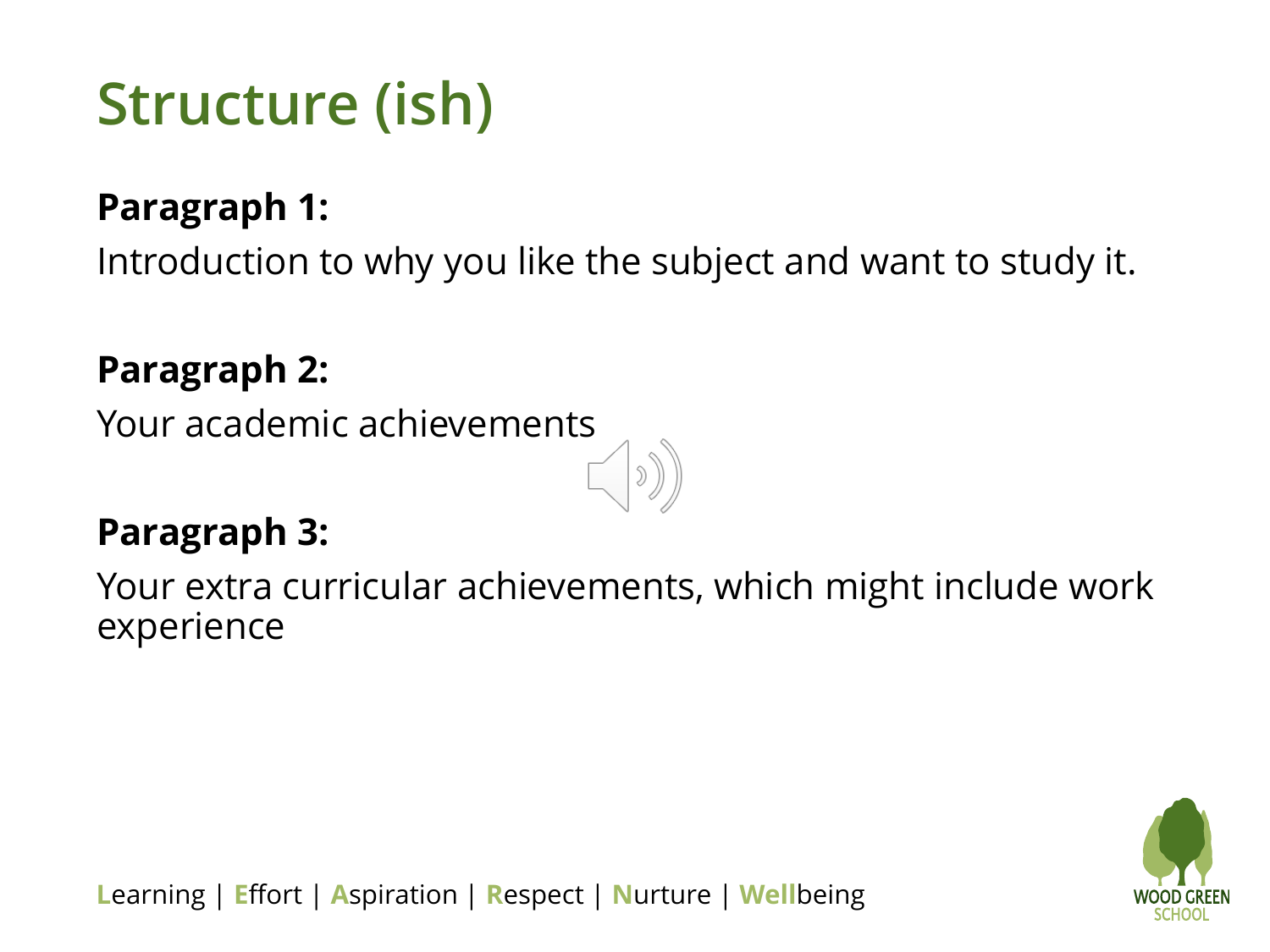# Structure (ish)

**Paragraph 1:**

Introduction to why you like the subject and want to study it.

**Paragraph 2:**

Your academic achievements

**Paragraph 3:**

Your extra curricular achievements, which might include work experience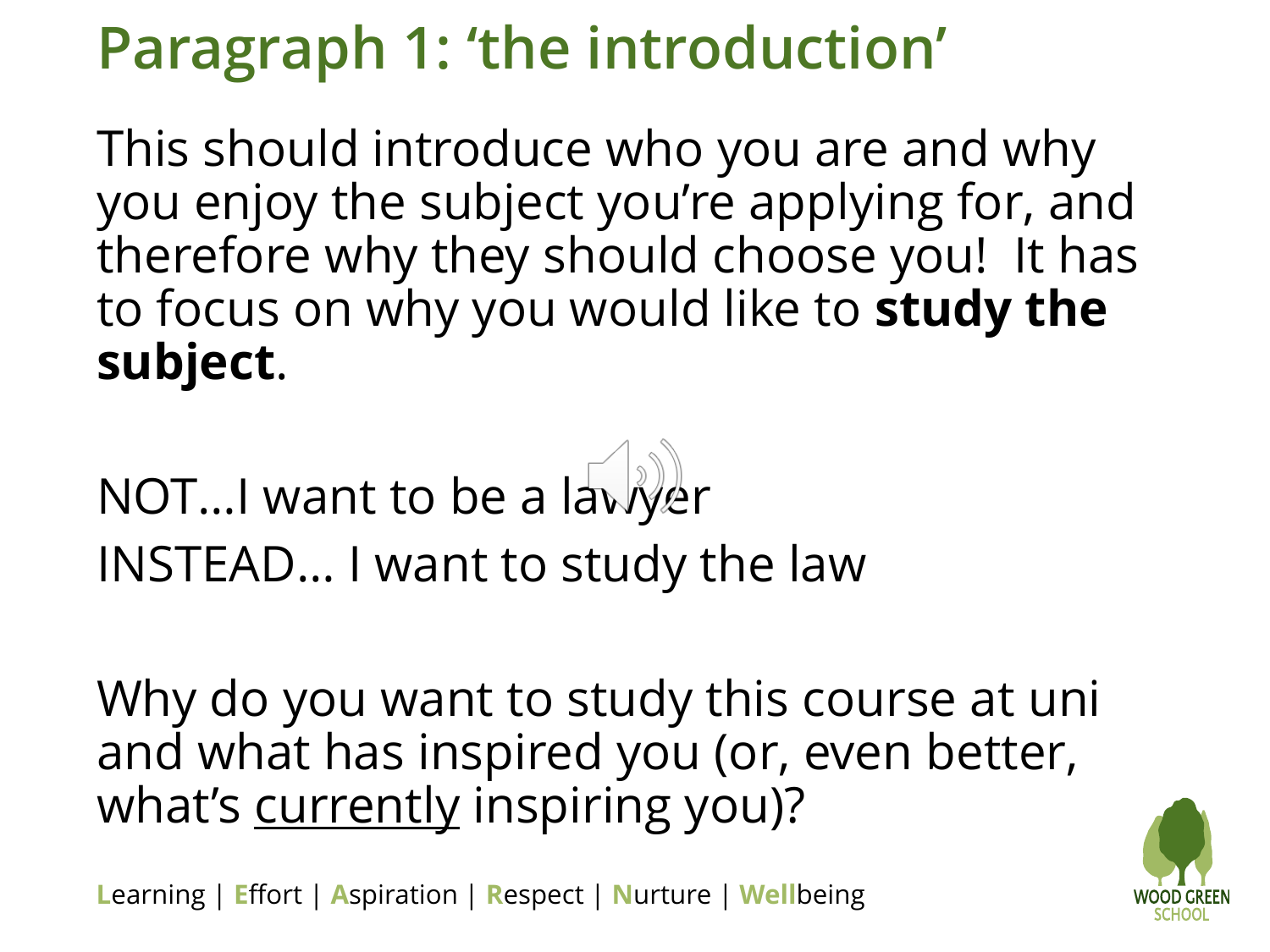# Paragraph 1: 'the introduction'

This should introduce who you are and why you enjoy the subject you're applying for, and therefore why they should choose you! It has to focus on why you would like to **study the subject**.

NOT…I want to be a lawyer
INSTEAD… I want to study the law

Why do you want to study this course at uni and what has inspired you (or, even better, what's <u>currently</u> inspiring you)?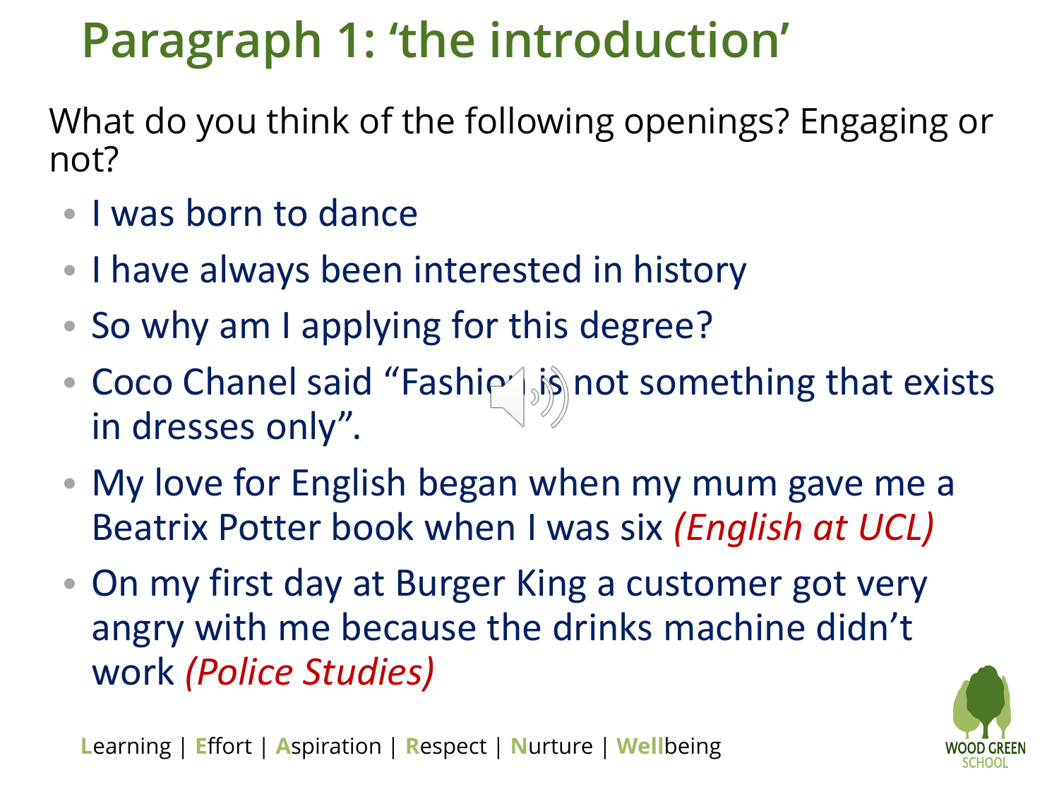# Paragraph 1: 'the introduction'

What do you think of the following openings? Engaging or not?

- I was born to dance
- I have always been interested in history
- So why am I applying for this degree?
- Coco Chanel said "Fashion is not something that exists in dresses only".
- My love for English began when my mum gave me a Beatrix Potter book when I was six *(English at UCL)*
- On my first day at Burger King a customer got very angry with me because the drinks machine didn't work *(Police Studies)*

Learning | Effort | Aspiration | Respect | Nurture | Wellbeing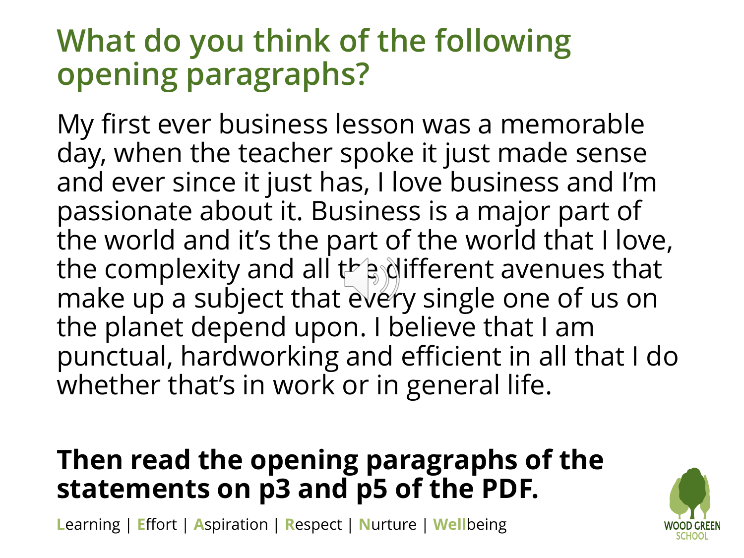# What do you think of the following opening paragraphs?

My first ever business lesson was a memorable day, when the teacher spoke it just made sense and ever since it just has, I love business and I'm passionate about it. Business is a major part of the world and it's the part of the world that I love, the complexity and all the different avenues that make up a subject that every single one of us on the planet depend upon. I believe that I am punctual, hardworking and efficient in all that I do whether that's in work or in general life.

**Then read the opening paragraphs of the statements on p3 and p5 of the PDF.**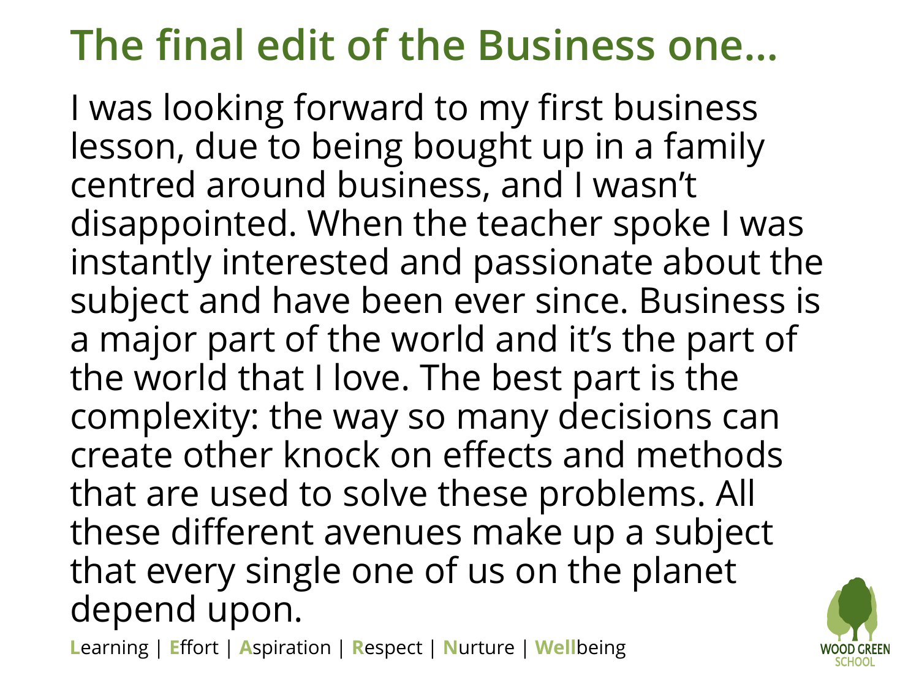# The final edit of the Business one…

I was looking forward to my first business lesson, due to being bought up in a family centred around business, and I wasn't disappointed. When the teacher spoke I was instantly interested and passionate about the subject and have been ever since. Business is a major part of the world and it's the part of the world that I love. The best part is the complexity: the way so many decisions can create other knock on effects and methods that are used to solve these problems. All these different avenues make up a subject that every single one of us on the planet depend upon.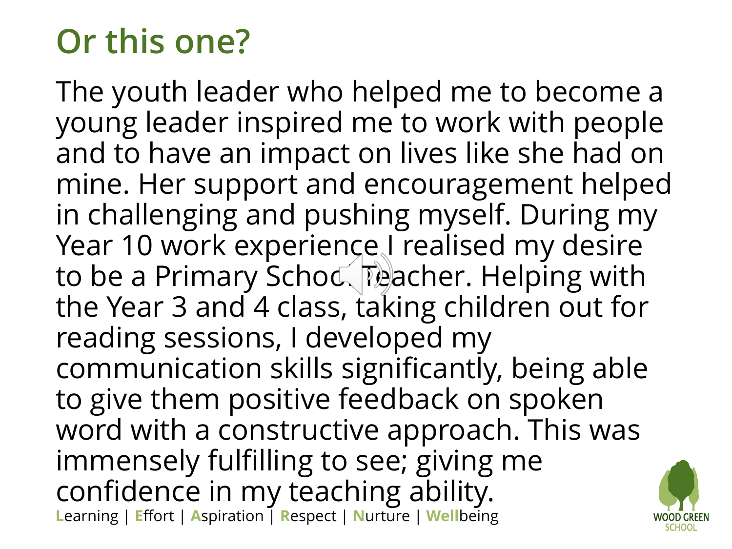# Or this one?

The youth leader who helped me to become a young leader inspired me to work with people and to have an impact on lives like she had on mine. Her support and encouragement helped in challenging and pushing myself. During my Year 10 work experience I realised my desire to be a Primary School Teacher. Helping with the Year 3 and 4 class, taking children out for reading sessions, I developed my communication skills significantly, being able to give them positive feedback on spoken word with a constructive approach. This was immensely fulfilling to see; giving me confidence in my teaching ability.

**L**earning | **E**ffort | **A**spiration | **R**espect | **N**urture | **Well**being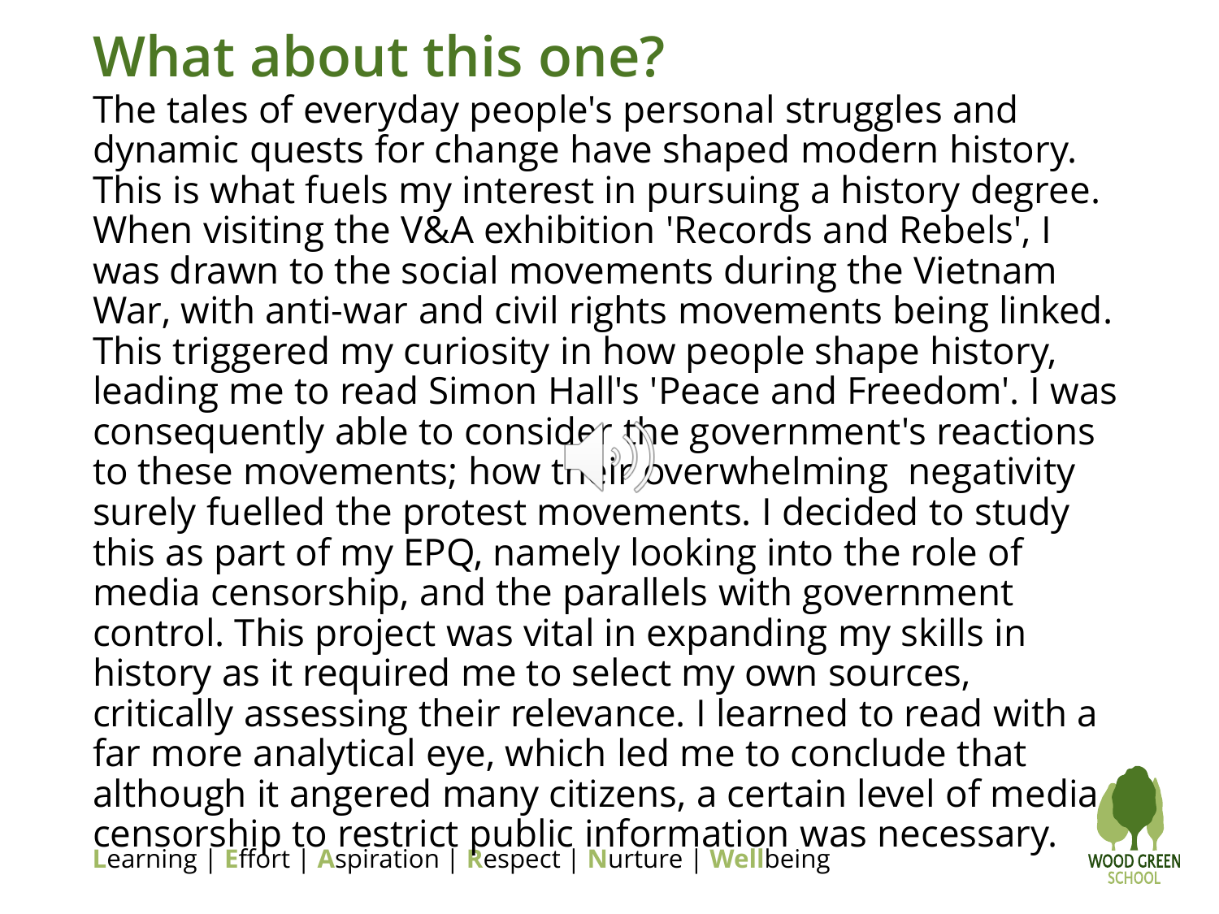# What about this one?

The tales of everyday people's personal struggles and dynamic quests for change have shaped modern history. This is what fuels my interest in pursuing a history degree. When visiting the V&A exhibition 'Records and Rebels', I was drawn to the social movements during the Vietnam War, with anti-war and civil rights movements being linked. This triggered my curiosity in how people shape history, leading me to read Simon Hall's 'Peace and Freedom'. I was consequently able to consider the government's reactions to these movements; how their overwhelming negativity surely fuelled the protest movements. I decided to study this as part of my EPQ, namely looking into the role of media censorship, and the parallels with government control. This project was vital in expanding my skills in history as it required me to select my own sources, critically assessing their relevance. I learned to read with a far more analytical eye, which led me to conclude that although it angered many citizens, a certain level of media censorship to restrict public information was necessary.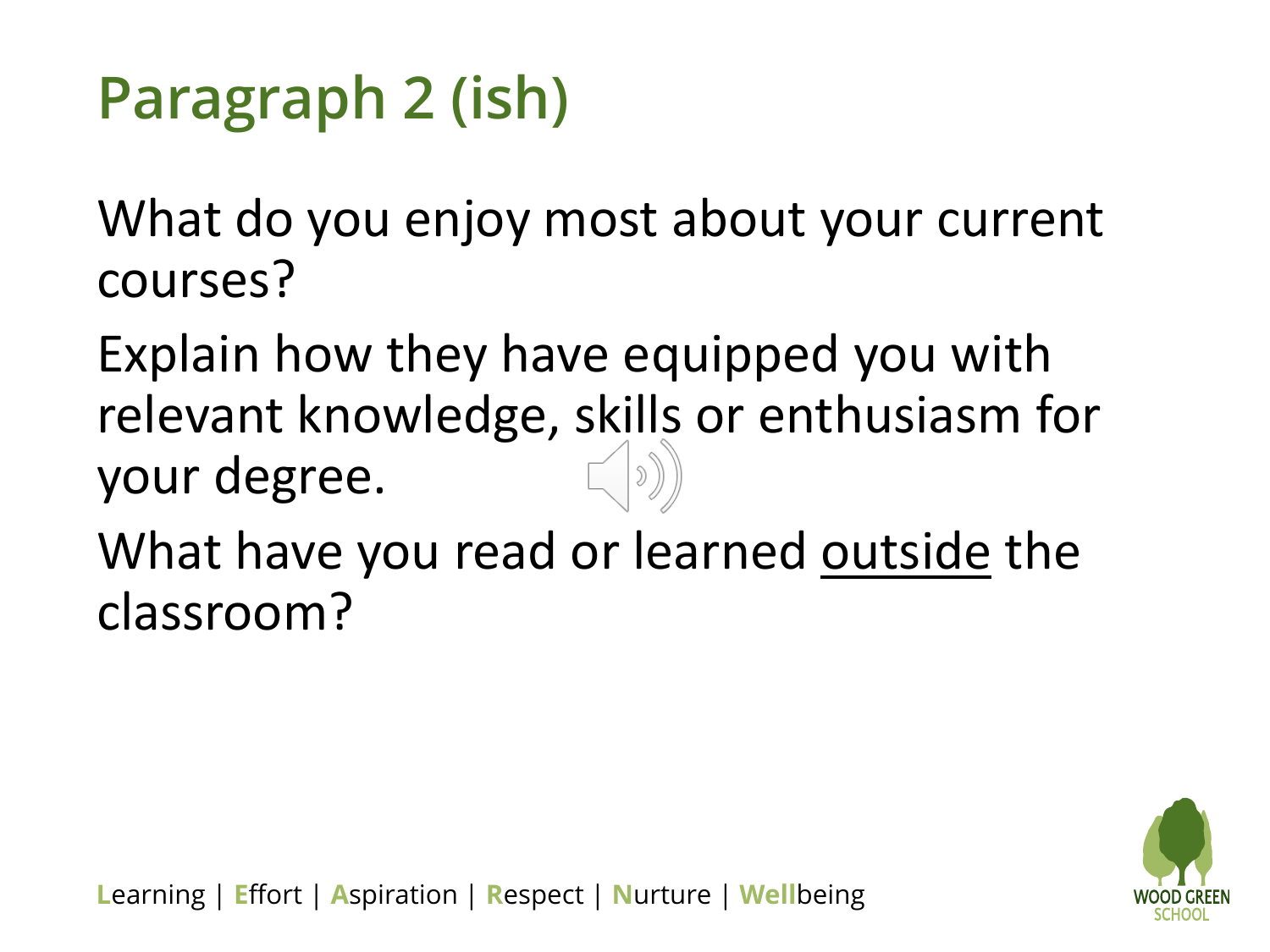# Paragraph 2 (ish)

What do you enjoy most about your current courses?

Explain how they have equipped you with relevant knowledge, skills or enthusiasm for your degree.

What have you read or learned <u>outside</u> the classroom?

Learning | Effort | Aspiration | Respect | Nurture | Wellbeing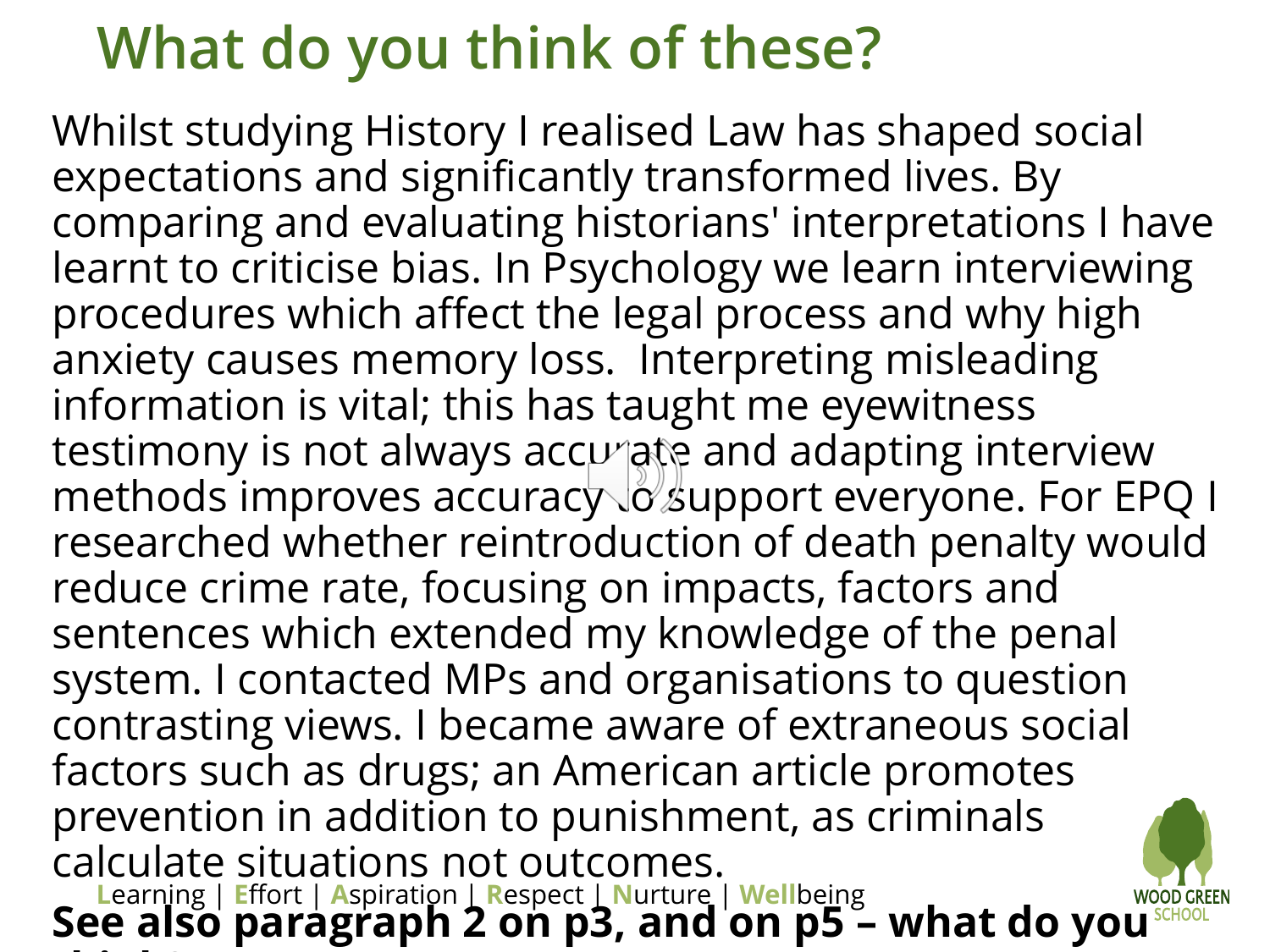# What do you think of these?

Whilst studying History I realised Law has shaped social expectations and significantly transformed lives. By comparing and evaluating historians' interpretations I have learnt to criticise bias. In Psychology we learn interviewing procedures which affect the legal process and why high anxiety causes memory loss. Interpreting misleading information is vital; this has taught me eyewitness testimony is not always accurate and adapting interview methods improves accuracy to support everyone. For EPQ I researched whether reintroduction of death penalty would reduce crime rate, focusing on impacts, factors and sentences which extended my knowledge of the penal system. I contacted MPs and organisations to question contrasting views. I became aware of extraneous social factors such as drugs; an American article promotes prevention in addition to punishment, as criminals calculate situations not outcomes.

**See also paragraph 2 on p3, and on p5 – what do you think?**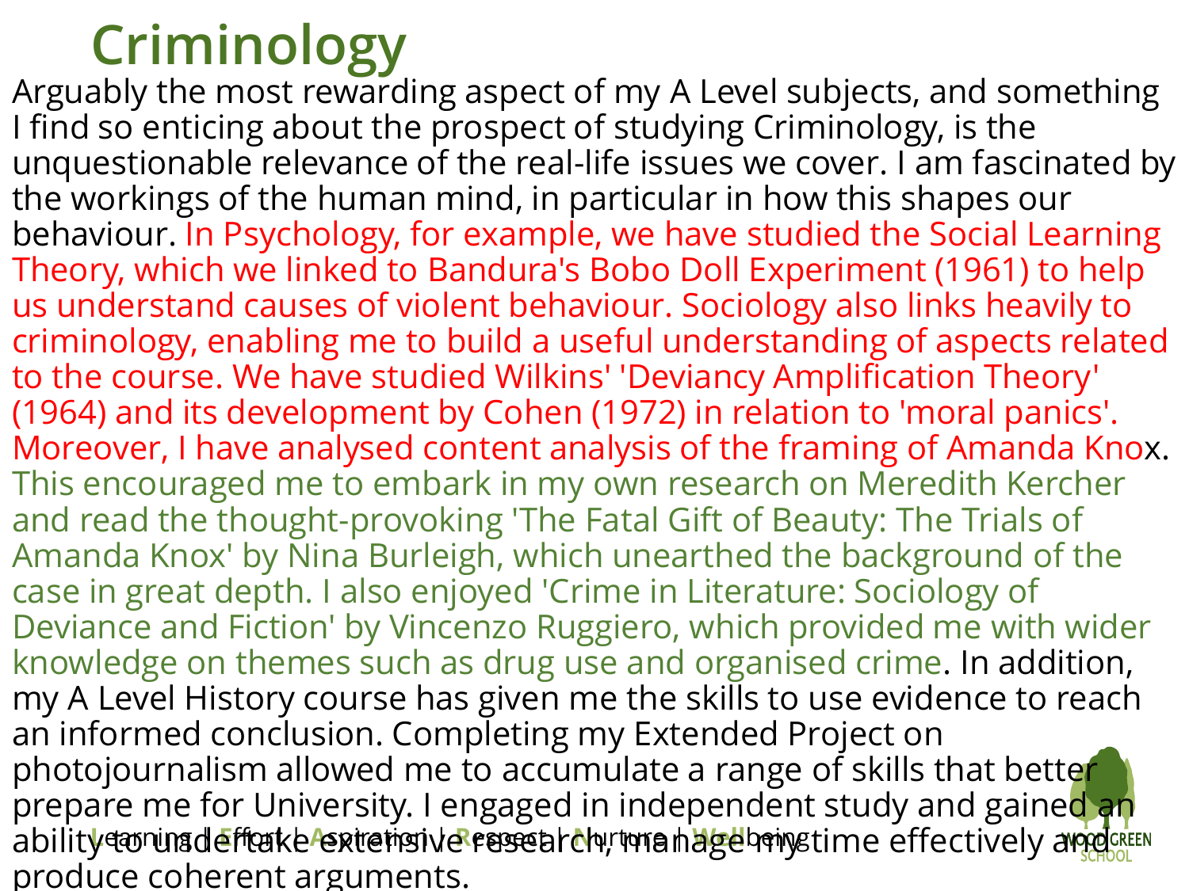# Criminology

Arguably the most rewarding aspect of my A Level subjects, and something I find so enticing about the prospect of studying Criminology, is the unquestionable relevance of the real-life issues we cover. I am fascinated by the workings of the human mind, in particular in how this shapes our behaviour. In Psychology, for example, we have studied the Social Learning Theory, which we linked to Bandura's Bobo Doll Experiment (1961) to help us understand causes of violent behaviour. Sociology also links heavily to criminology, enabling me to build a useful understanding of aspects related to the course. We have studied Wilkins' 'Deviancy Amplification Theory' (1964) and its development by Cohen (1972) in relation to 'moral panics'. Moreover, I have analysed content analysis of the framing of Amanda Knox. This encouraged me to embark in my own research on Meredith Kercher and read the thought-provoking 'The Fatal Gift of Beauty: The Trials of Amanda Knox' by Nina Burleigh, which unearthed the background of the case in great depth. I also enjoyed 'Crime in Literature: Sociology of Deviance and Fiction' by Vincenzo Ruggiero, which provided me with wider knowledge on themes such as drug use and organised crime. In addition, my A Level History course has given me the skills to use evidence to reach an informed conclusion. Completing my Extended Project on photojournalism allowed me to accumulate a range of skills that better prepare me for University. I engaged in independent study and gained an ability to undertake extensive research, manage my time effectively and produce coherent arguments.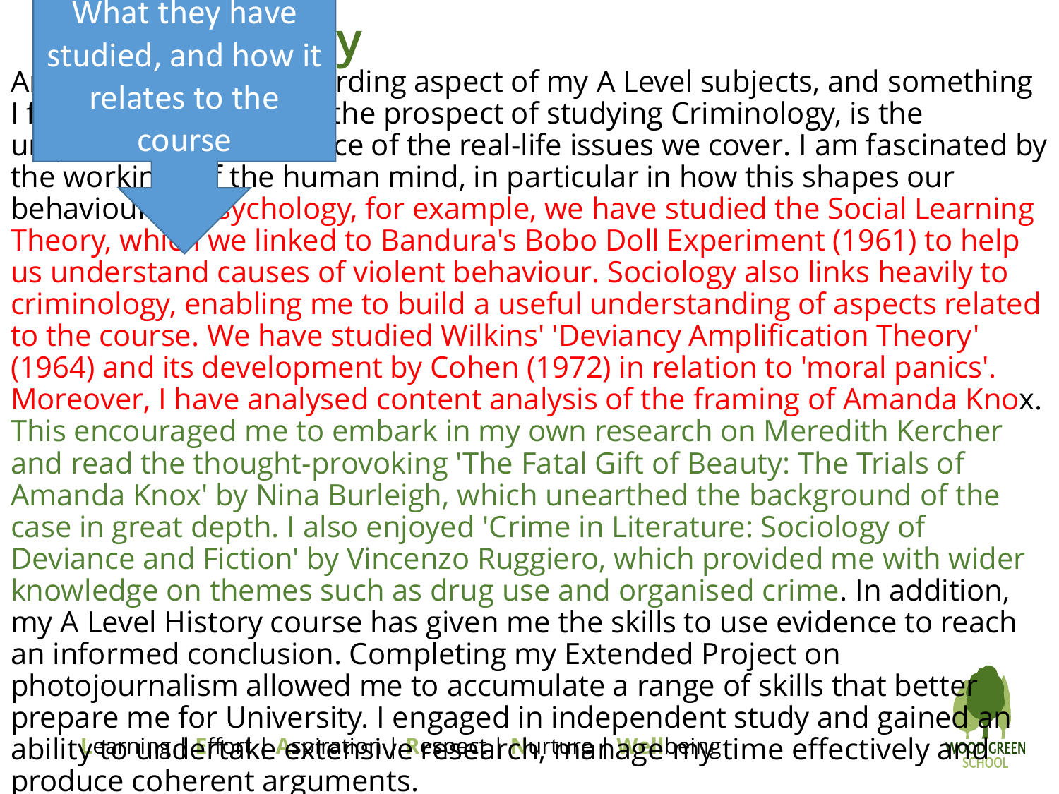What they have studied, and how it relates to the course

A... rding aspect of my A Level subjects, and something I f... the prospect of studying Criminology, is the u... ce of the real-life issues we cover. I am fascinated by the workin... f the human mind, in particular in how this shapes our behaviou... sychology, for example, we have studied the Social Learning Theory, whi... we linked to Bandura's Bobo Doll Experiment (1961) to help us understand causes of violent behaviour. Sociology also links heavily to criminology, enabling me to build a useful understanding of aspects related to the course. We have studied Wilkins' 'Deviancy Amplification Theory' (1964) and its development by Cohen (1972) in relation to 'moral panics'. Moreover, I have analysed content analysis of the framing of Amanda Knox. This encouraged me to embark in my own research on Meredith Kercher and read the thought-provoking 'The Fatal Gift of Beauty: The Trials of Amanda Knox' by Nina Burleigh, which unearthed the background of the case in great depth. I also enjoyed 'Crime in Literature: Sociology of Deviance and Fiction' by Vincenzo Ruggiero, which provided me with wider knowledge on themes such as drug use and organised crime. In addition, my A Level History course has given me the skills to use evidence to reach an informed conclusion. Completing my Extended Project on photojournalism allowed me to accumulate a range of skills that better prepare me for University. I engaged in independent study and gained an ability to undertake extensive research, manage my time effectively and produce coherent arguments.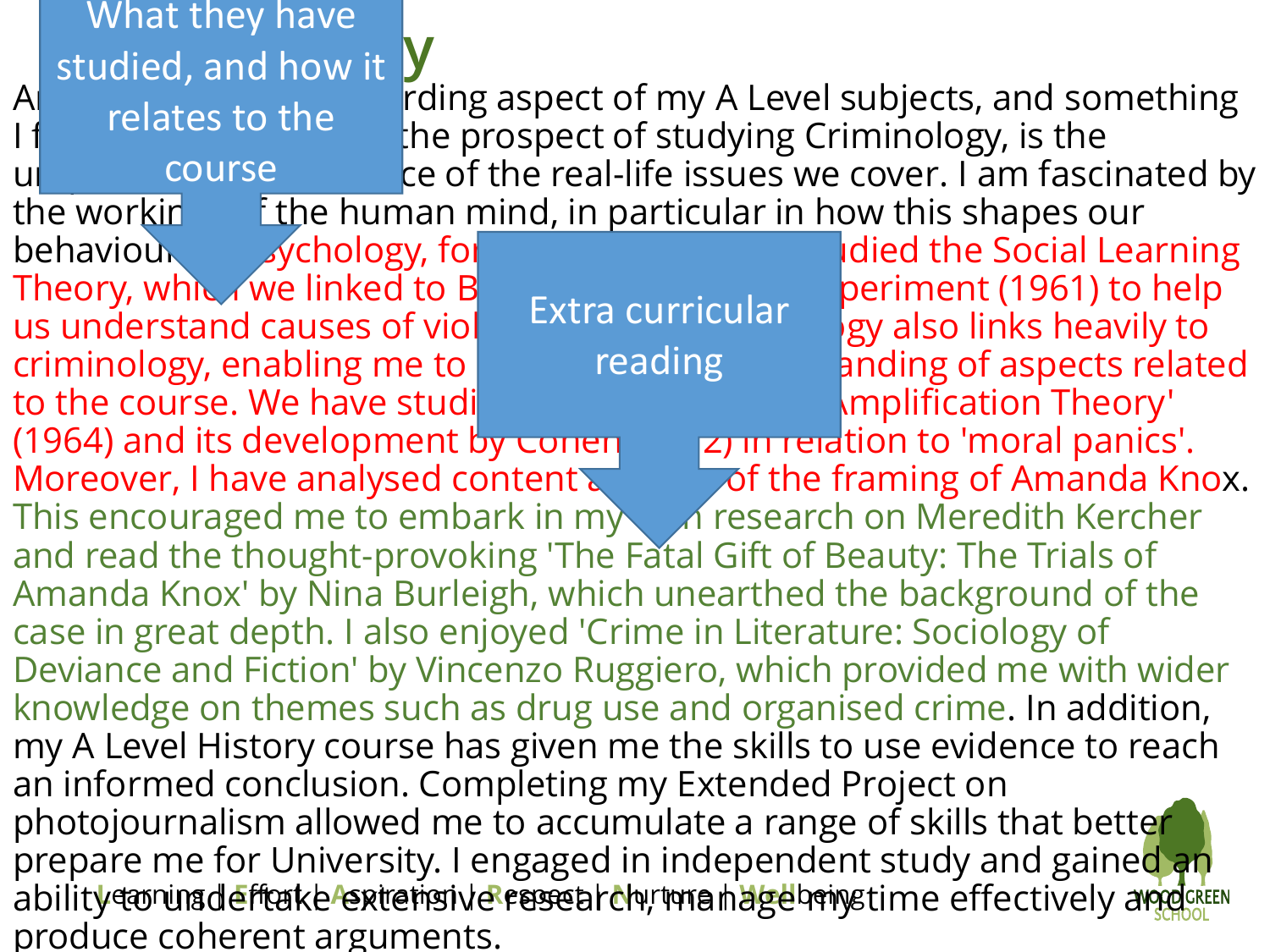y

What they have studied, and how it relates to the course

A... rding aspect of my A Level subjects, and something I f... the prospect of studying Criminology, is the u... ce of the real-life issues we cover. I am fascinated by the workin... f the human mind, in particular in how this shapes our behaviou... sychology, fo... udied the Social Learning Theory, whi... we linked to B... periment (1961) to help us understand causes of viol... gy also links heavily to criminology, enabling me to ... anding of aspects related to the course. We have studi... mplification Theory' (1964) and its development by Cohen ... 2) in relation to 'moral panics'. Moreover, I have analysed content a... of the framing of Amanda Knox.

Extra curricular reading

This encouraged me to embark in my ... n research on Meredith Kercher and read the thought-provoking 'The Fatal Gift of Beauty: The Trials of Amanda Knox' by Nina Burleigh, which unearthed the background of the case in great depth. I also enjoyed 'Crime in Literature: Sociology of Deviance and Fiction' by Vincenzo Ruggiero, which provided me with wider knowledge on themes such as drug use and organised crime. In addition, my A Level History course has given me the skills to use evidence to reach an informed conclusion. Completing my Extended Project on photojournalism allowed me to accumulate a range of skills that better prepare me for University. I engaged in independent study and gained an ability to undertake extensive research, manage my time effectively and produce coherent arguments.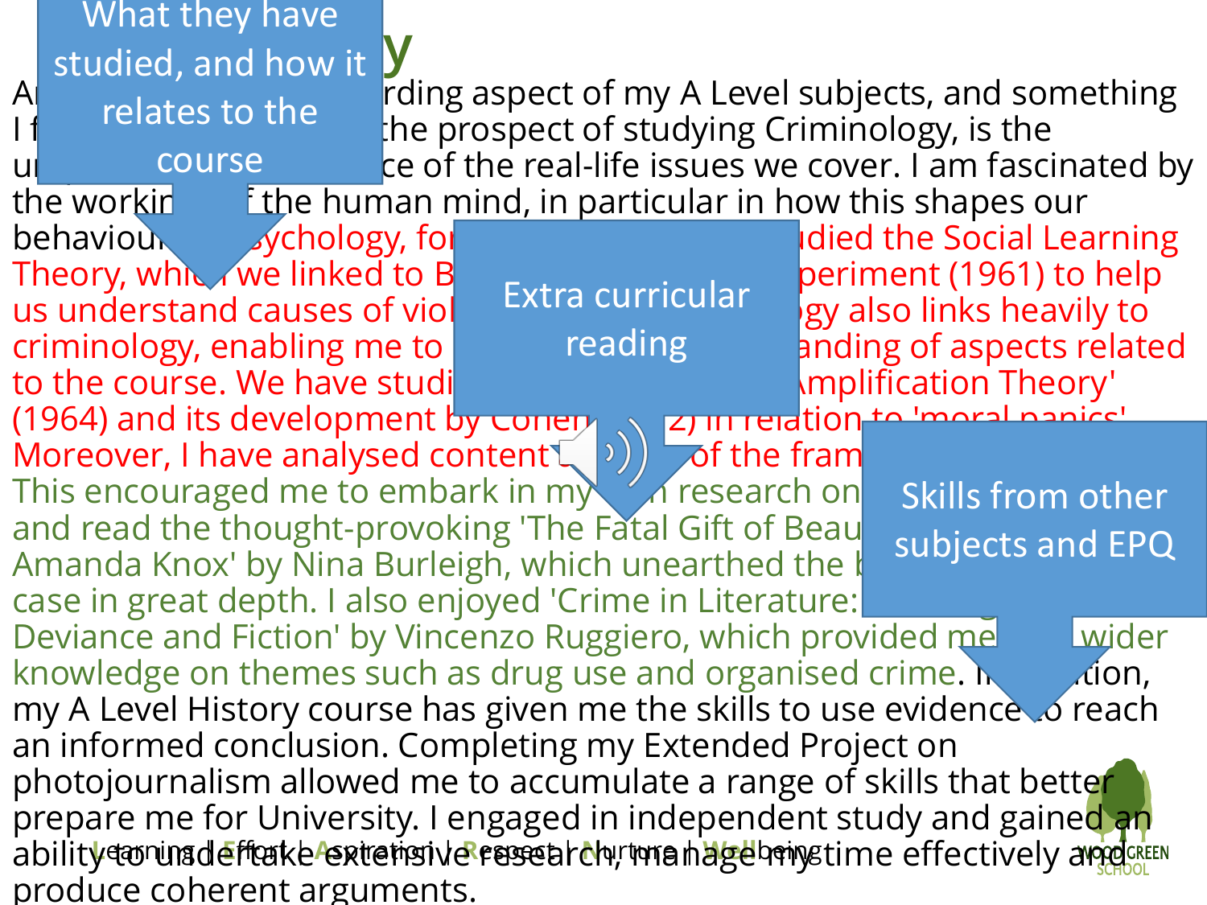What they have studied, and how it relates to the course

Extra curricular reading

Skills from other subjects and EPQ

An ... rding aspect of my A Level subjects, and something I f... the prospect of studying Criminology, is the u... ce of the real-life issues we cover. I am fascinated by the workin... f the human mind, in particular in how this shapes our behaviou... sychology, fo... udied the Social Learning Theory, whi... we linked to B... periment (1961) to help us understand causes of viol... ogy also links heavily to criminology, enabling me to ... anding of aspects related to the course. We have studi... mplification Theory' (1964) and its development by Cohen ... 2) in relation to 'moral panics'. Moreover, I have analysed content ... of the fram... This encouraged me to embark in my ... n research on ... and read the thought-provoking 'The Fatal Gift of Beau... Amanda Knox' by Nina Burleigh, which unearthed the b... case in great depth. I also enjoyed 'Crime in Literature: ... Deviance and Fiction' by Vincenzo Ruggiero, which provided me ... wider knowledge on themes such as drug use and organised crime. In ... tion, my A Level History course has given me the skills to use evidence to reach an informed conclusion. Completing my Extended Project on photojournalism allowed me to accumulate a range of skills that better prepare me for University. I engaged in independent study and gained an ability to undertake extensive research, manage my time effectively and produce coherent arguments.

Learning | Effort | Aspiration | Respect | Nurture | Wellbeing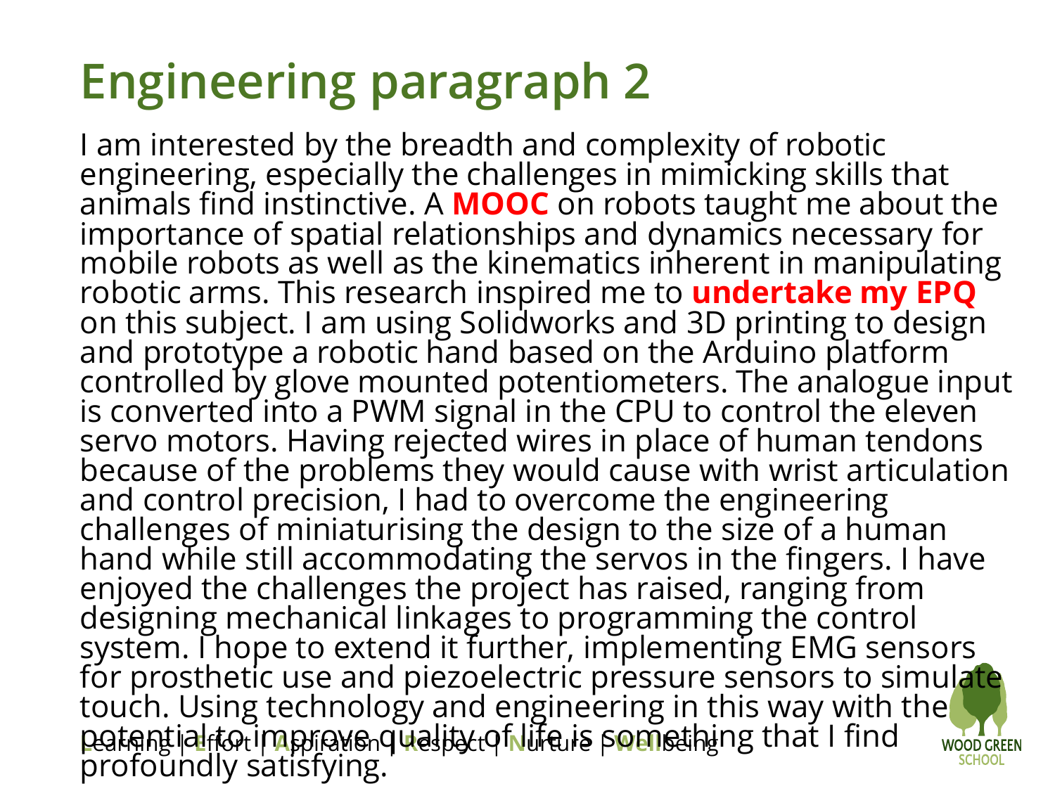# Engineering paragraph 2

I am interested by the breadth and complexity of robotic engineering, especially the challenges in mimicking skills that animals find instinctive. A **MOOC** on robots taught me about the importance of spatial relationships and dynamics necessary for mobile robots as well as the kinematics inherent in manipulating robotic arms. This research inspired me to **undertake my EPQ** on this subject. I am using Solidworks and 3D printing to design and prototype a robotic hand based on the Arduino platform controlled by glove mounted potentiometers. The analogue input is converted into a PWM signal in the CPU to control the eleven servo motors. Having rejected wires in place of human tendons because of the problems they would cause with wrist articulation and control precision, I had to overcome the engineering challenges of miniaturising the design to the size of a human hand while still accommodating the servos in the fingers. I have enjoyed the challenges the project has raised, ranging from designing mechanical linkages to programming the control system. I hope to extend it further, implementing EMG sensors for prosthetic use and piezoelectric pressure sensors to simulate touch. Using technology and engineering in this way with the potential to improve quality of life is something that I find profoundly satisfying.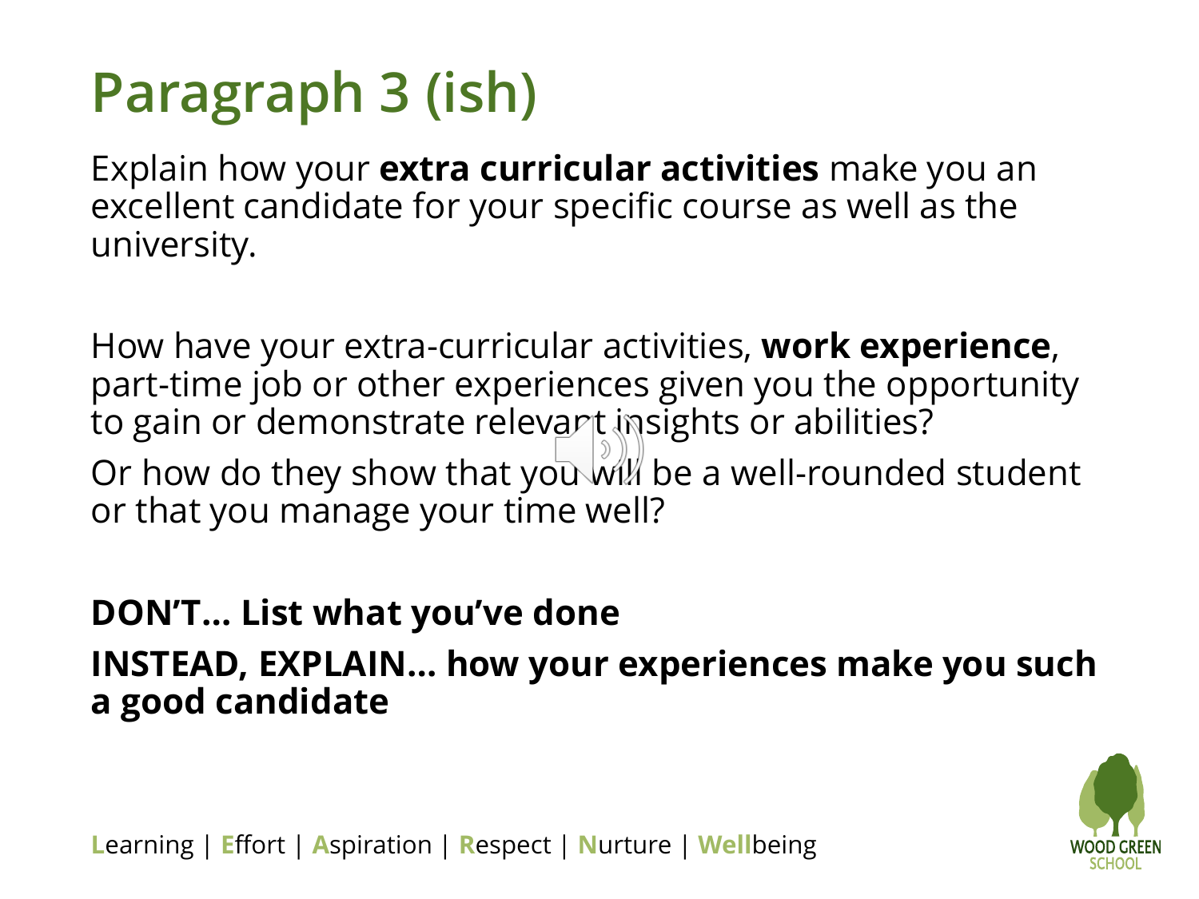# Paragraph 3 (ish)

Explain how your **extra curricular activities** make you an excellent candidate for your specific course as well as the university.

How have your extra-curricular activities, **work experience**, part-time job or other experiences given you the opportunity to gain or demonstrate relevant insights or abilities?

Or how do they show that you will be a well-rounded student or that you manage your time well?

**DON'T… List what you've done**

**INSTEAD, EXPLAIN… how your experiences make you such a good candidate**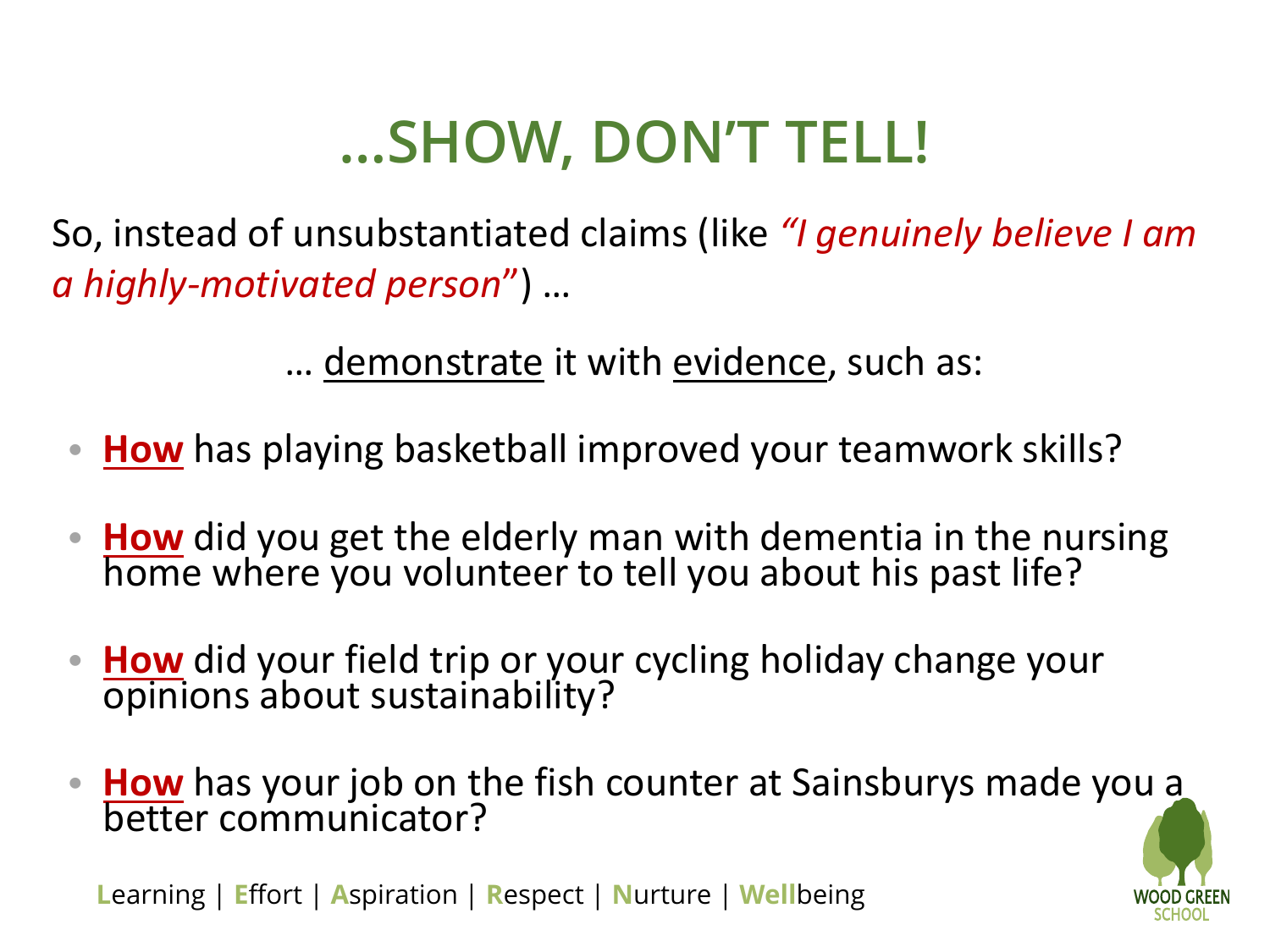# …SHOW, DON'T TELL!

So, instead of unsubstantiated claims (like *"I genuinely believe I am a highly-motivated person"*) …

… demonstrate it with evidence, such as:

- **How** has playing basketball improved your teamwork skills?
- **How** did you get the elderly man with dementia in the nursing home where you volunteer to tell you about his past life?
- **How** did your field trip or your cycling holiday change your opinions about sustainability?
- **How** has your job on the fish counter at Sainsburys made you a better communicator?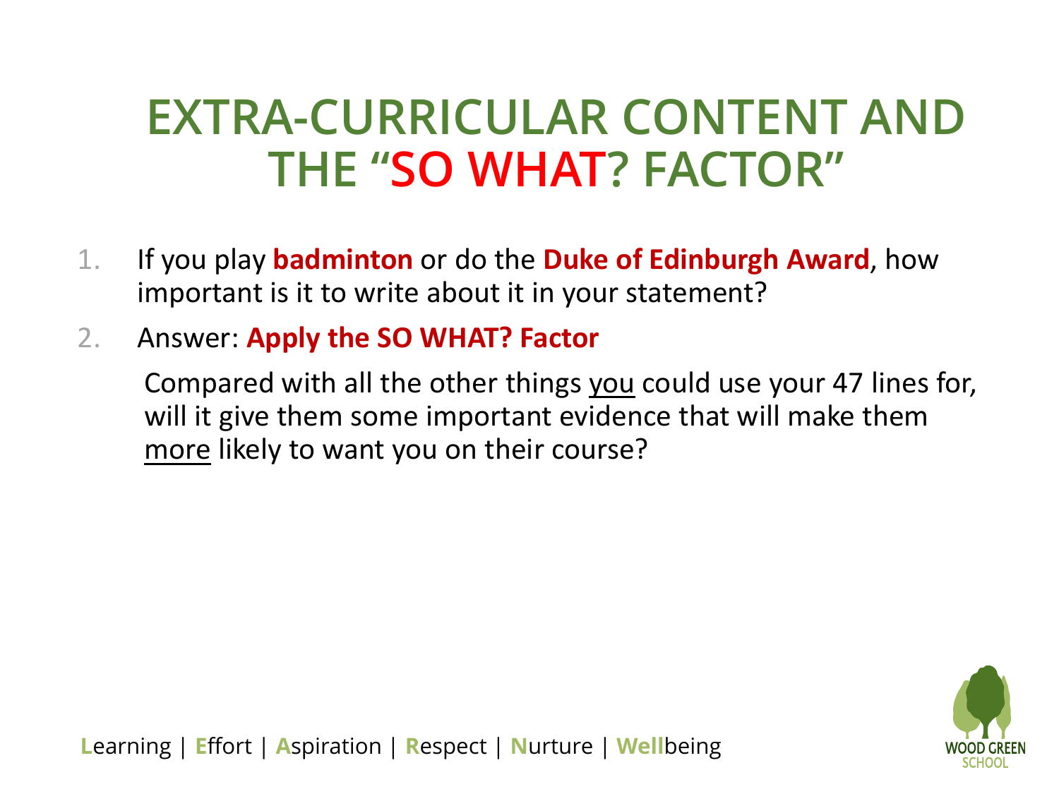# EXTRA-CURRICULAR CONTENT AND THE "SO WHAT? FACTOR"

1. If you play **badminton** or do the **Duke of Edinburgh Award**, how important is it to write about it in your statement?
2. Answer: **Apply the SO WHAT? Factor**

   Compared with all the other things <u>you</u> could use your 47 lines for, will it give them some important evidence that will make them <u>more</u> likely to want you on their course?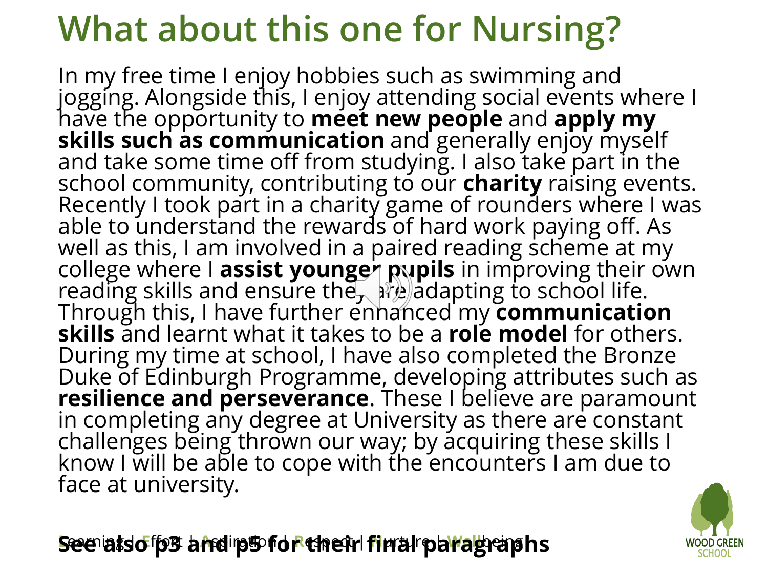# What about this one for Nursing?

In my free time I enjoy hobbies such as swimming and jogging. Alongside this, I enjoy attending social events where I have the opportunity to **meet new people** and **apply my skills such as communication** and generally enjoy myself and take some time off from studying. I also take part in the school community, contributing to our **charity** raising events. Recently I took part in a charity game of rounders where I was able to understand the rewards of hard work paying off. As well as this, I am involved in a paired reading scheme at my college where I **assist younger pupils** in improving their own reading skills and ensure they are adapting to school life. Through this, I have further enhanced my **communication skills** and learnt what it takes to be a **role model** for others. During my time at school, I have also completed the Bronze Duke of Edinburgh Programme, developing attributes such as **resilience and perseverance**. These I believe are paramount in completing any degree at University as there are constant challenges being thrown our way; by acquiring these skills I know I will be able to cope with the encounters I am due to face at university.

**See also p3 and p5 for their final paragraphs**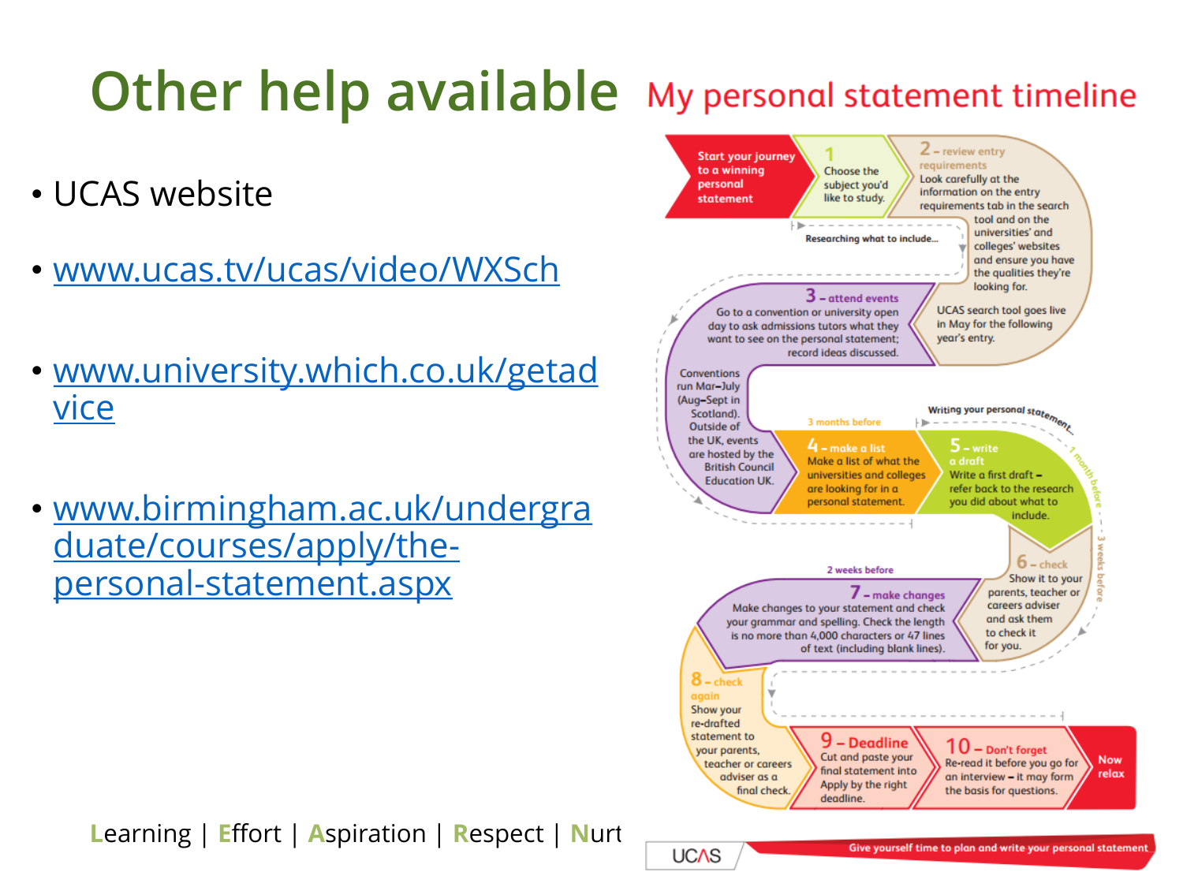# Other help available

- UCAS website
- www.ucas.tv/ucas/video/WXSch
- www.university.which.co.uk/getadvice
- www.birmingham.ac.uk/undergraduate/courses/apply/the-personal-statement.aspx

## My personal statement timeline

**Start your journey to a winning personal statement**

**1** Choose the subject you'd like to study.

**2 – review entry requirements** Look carefully at the information on the entry requirements tab in the search tool and on the universities' and colleges' websites and ensure you have the qualities they're looking for.

UCAS search tool goes live in May for the following year's entry.

*Researching what to include...*

**3 – attend events** Go to a convention or university open day to ask admissions tutors what they want to see on the personal statement; record ideas discussed.

Conventions run Mar–July (Aug–Sept in Scotland). Outside of the UK, events are hosted by the British Council Education UK.

*3 months before*

**4 – make a list** Make a list of what the universities and colleges are looking for in a personal statement.

*Writing your personal statement...*

*1 month before*

**5 – write a draft** Write a first draft – refer back to the research you did about what to include.

*3 weeks before*

**6 – check** Show it to your parents, teacher or careers adviser and ask them to check it for you.

*2 weeks before*

**7 – make changes** Make changes to your statement and check your grammar and spelling. Check the length is no more than 4,000 characters or 47 lines of text (including blank lines).

**8 – check again** Show your re-drafted statement to your parents, teacher or careers adviser as a final check.

**9 – Deadline** Cut and paste your final statement into Apply by the right deadline.

**10 – Don't forget** Re-read it before you go for an interview – it may form the basis for questions.

**Now relax**

UCAS – Give yourself time to plan and write your personal statement

Learning | Effort | Aspiration | Respect | Nurt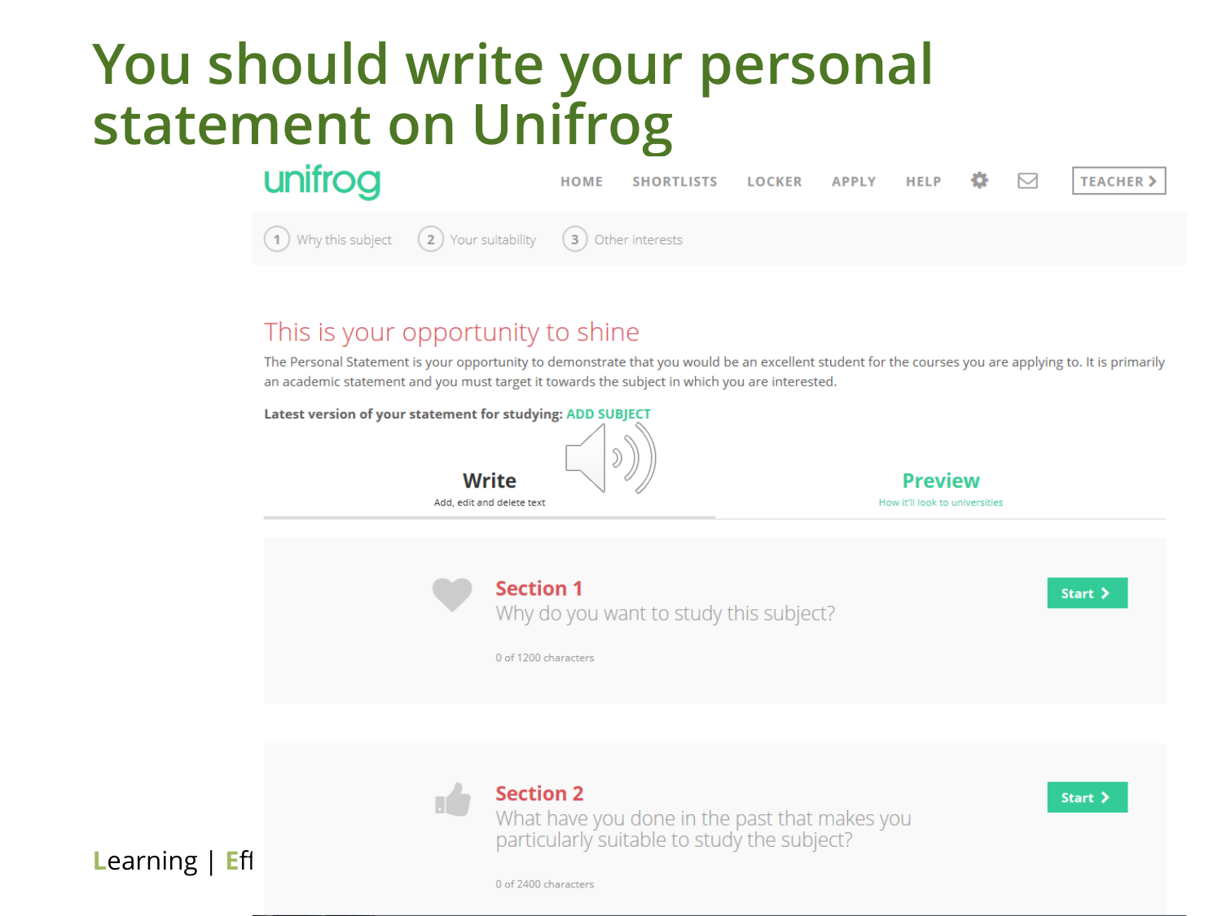# You should write your personal statement on Unifrog

unifrog

HOME SHORTLISTS LOCKER APPLY HELP TEACHER

1 Why this subject 2 Your suitability 3 Other interests

## This is your opportunity to shine

The Personal Statement is your opportunity to demonstrate that you would be an excellent student for the courses you are applying to. It is primarily an academic statement and you must target it towards the subject in which you are interested.

**Latest version of your statement for studying:** ADD SUBJECT

**Write**
Add, edit and delete text

**Preview**
How it'll look to universities

**Section 1**
Why do you want to study this subject?

0 of 1200 characters

Start

**Section 2**
What have you done in the past that makes you particularly suitable to study the subject?

0 of 2400 characters

Start

Learning | Eff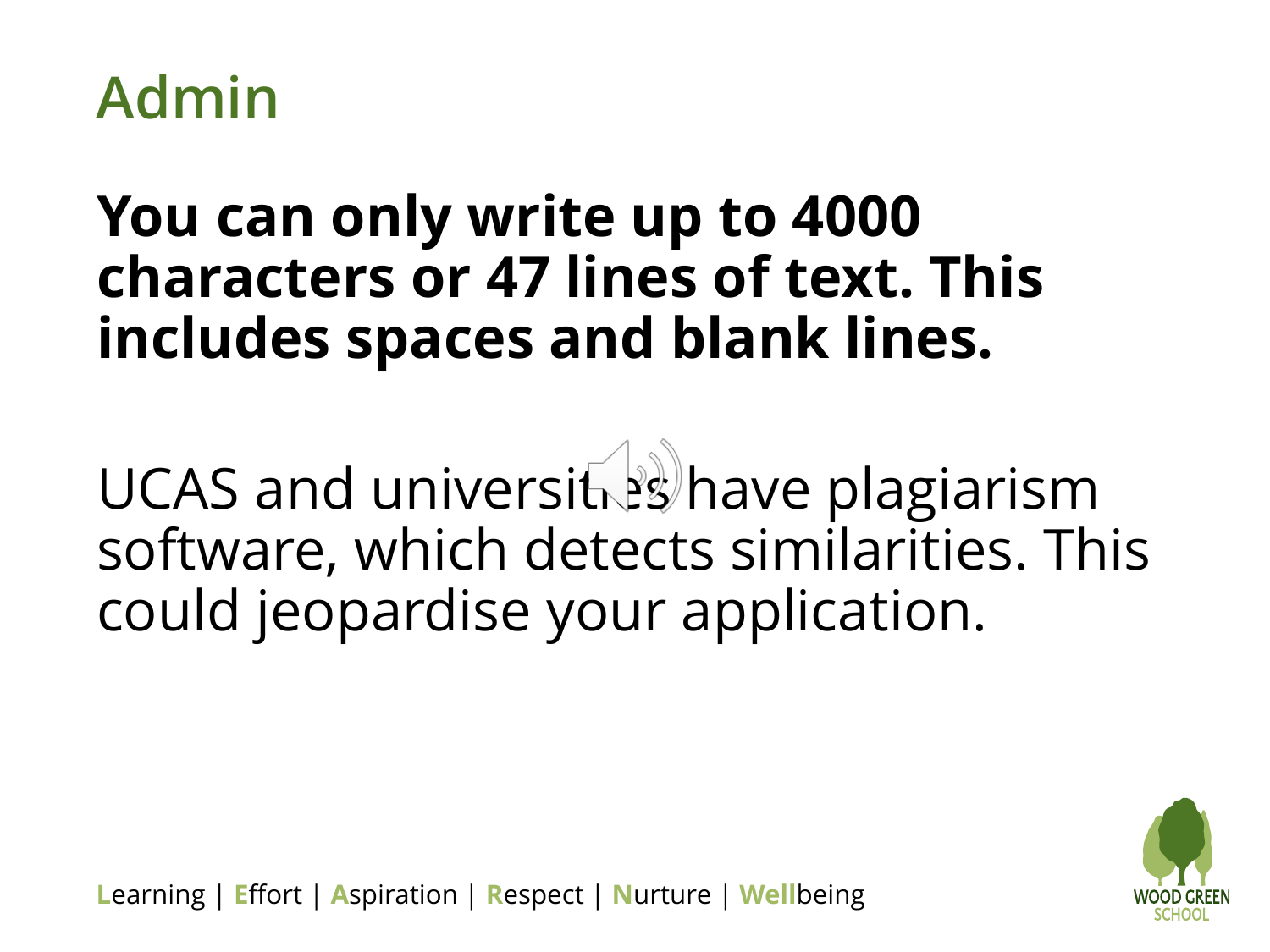# Admin

**You can only write up to 4000 characters or 47 lines of text. This includes spaces and blank lines.**

UCAS and universities have plagiarism software, which detects similarities. This could jeopardise your application.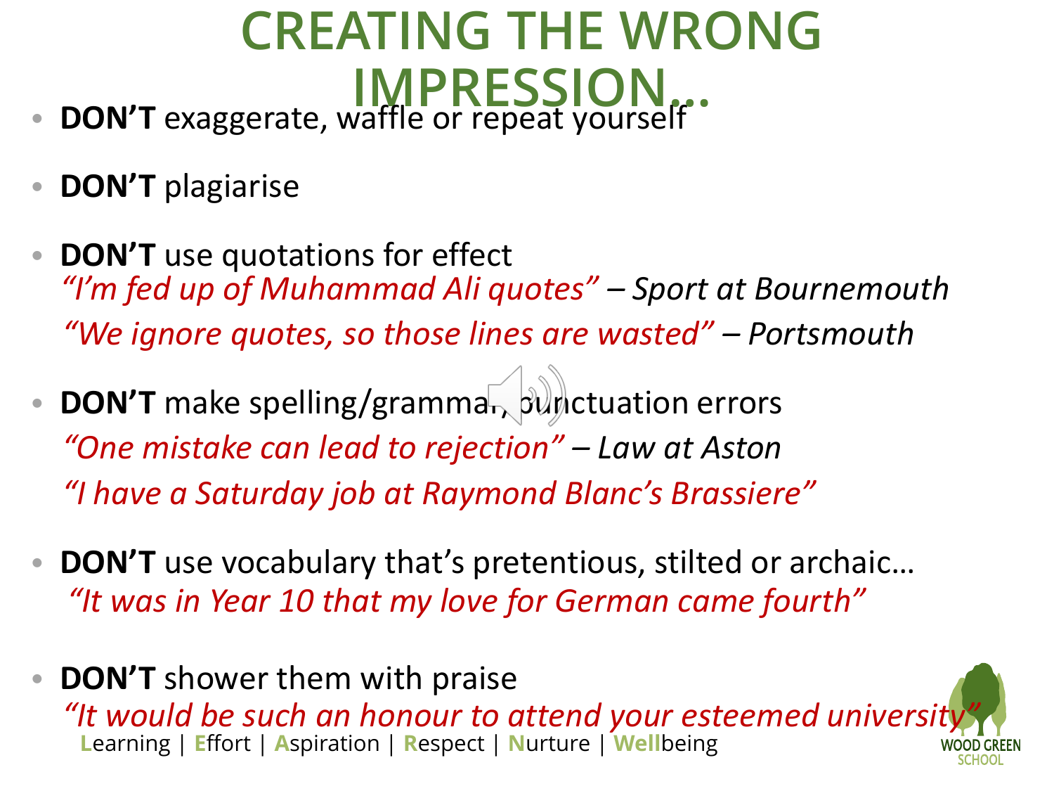# CREATING THE WRONG IMPRESSION…

- **DON'T** exaggerate, waffle or repeat yourself
- **DON'T** plagiarise
- **DON'T** use quotations for effect
  *"I'm fed up of Muhammad Ali quotes" – Sport at Bournemouth*
  *"We ignore quotes, so those lines are wasted" – Portsmouth*
- **DON'T** make spelling/grammar/punctuation errors
  *"One mistake can lead to rejection" – Law at Aston*
  *"I have a Saturday job at Raymond Blanc's Brassiere"*
- **DON'T** use vocabulary that's pretentious, stilted or archaic…
  *"It was in Year 10 that my love for German came fourth"*
- **DON'T** shower them with praise
  *"It would be such an honour to attend your esteemed university"*

Learning | Effort | Aspiration | Respect | Nurture | Wellbeing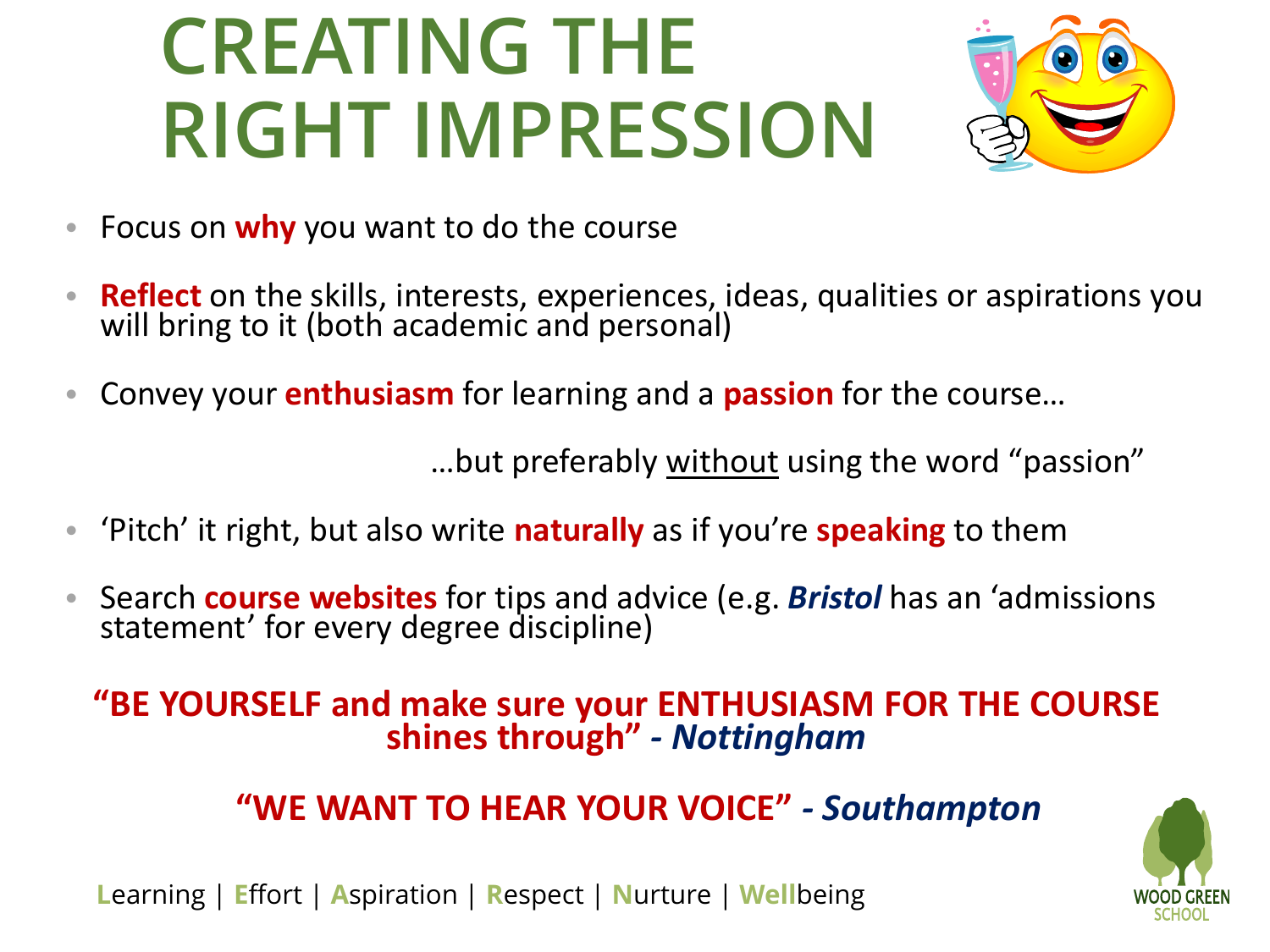# CREATING THE RIGHT IMPRESSION

- Focus on **why** you want to do the course
- **Reflect** on the skills, interests, experiences, ideas, qualities or aspirations you will bring to it (both academic and personal)
- Convey your **enthusiasm** for learning and a **passion** for the course…

  …but preferably without using the word "passion"

- 'Pitch' it right, but also write **naturally** as if you're **speaking** to them
- Search **course websites** for tips and advice (e.g. ***Bristol*** has an 'admissions statement' for every degree discipline)

**"BE YOURSELF and make sure your ENTHUSIASM FOR THE COURSE shines through"** ***- Nottingham***

**"WE WANT TO HEAR YOUR VOICE"** ***- Southampton***

Learning | Effort | Aspiration | Respect | Nurture | Wellbeing

WOOD GREEN SCHOOL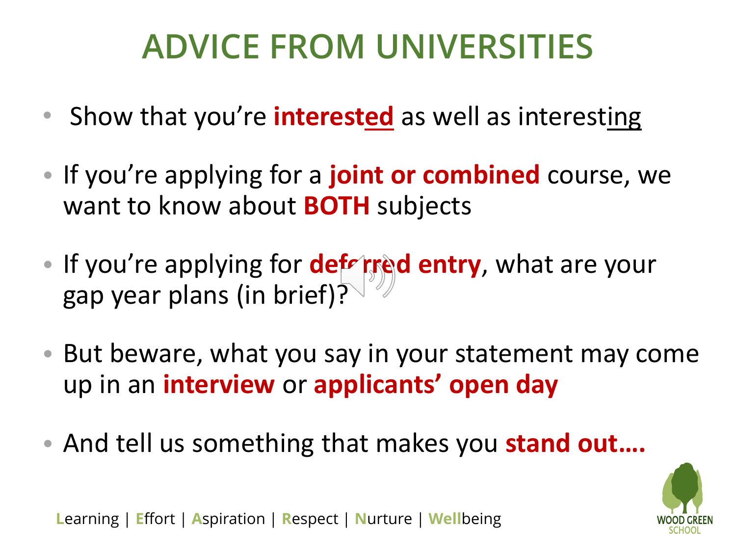# ADVICE FROM UNIVERSITIES

- Show that you're **interested** as well as interesting
- If you're applying for a **joint or combined** course, we want to know about **BOTH** subjects
- If you're applying for **deferred entry**, what are your gap year plans (in brief)?
- But beware, what you say in your statement may come up in an **interview** or **applicants' open day**
- And tell us something that makes you **stand out….**

Learning | Effort | Aspiration | Respect | Nurture | Wellbeing

WOOD GREEN SCHOOL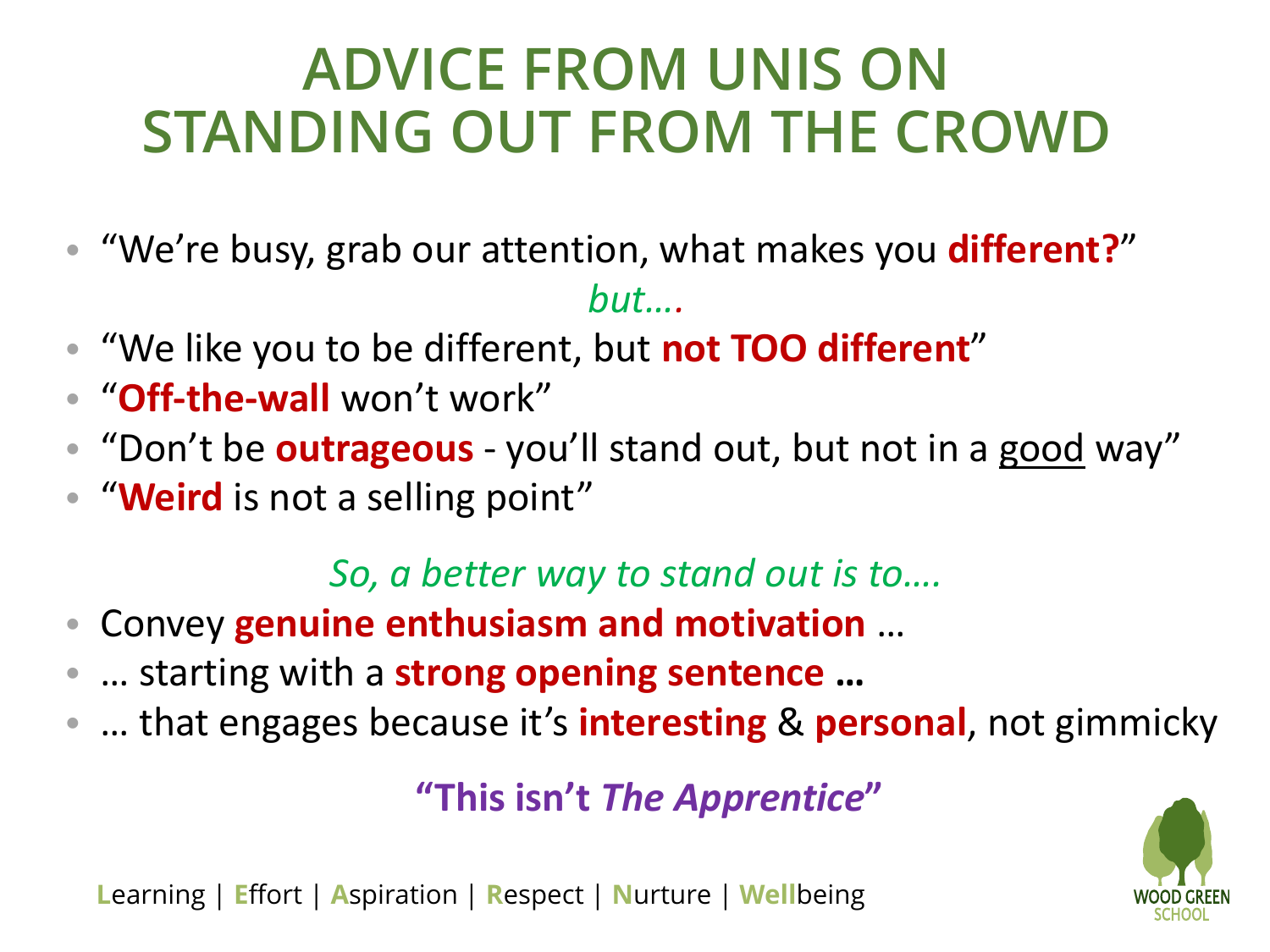# ADVICE FROM UNIS ON STANDING OUT FROM THE CROWD

- "We're busy, grab our attention, what makes you **different?**"

*but….*

- "We like you to be different, but **not TOO different**"
- "**Off-the-wall** won't work"
- "Don't be **outrageous** - you'll stand out, but not in a good way"
- "**Weird** is not a selling point"

*So, a better way to stand out is to….*

- Convey **genuine enthusiasm and motivation** …
- … starting with a **strong opening sentence …**
- … that engages because it's **interesting** & **personal**, not gimmicky

**"This isn't *The Apprentice*"**

Learning | Effort | Aspiration | Respect | Nurture | Wellbeing

WOOD GREEN SCHOOL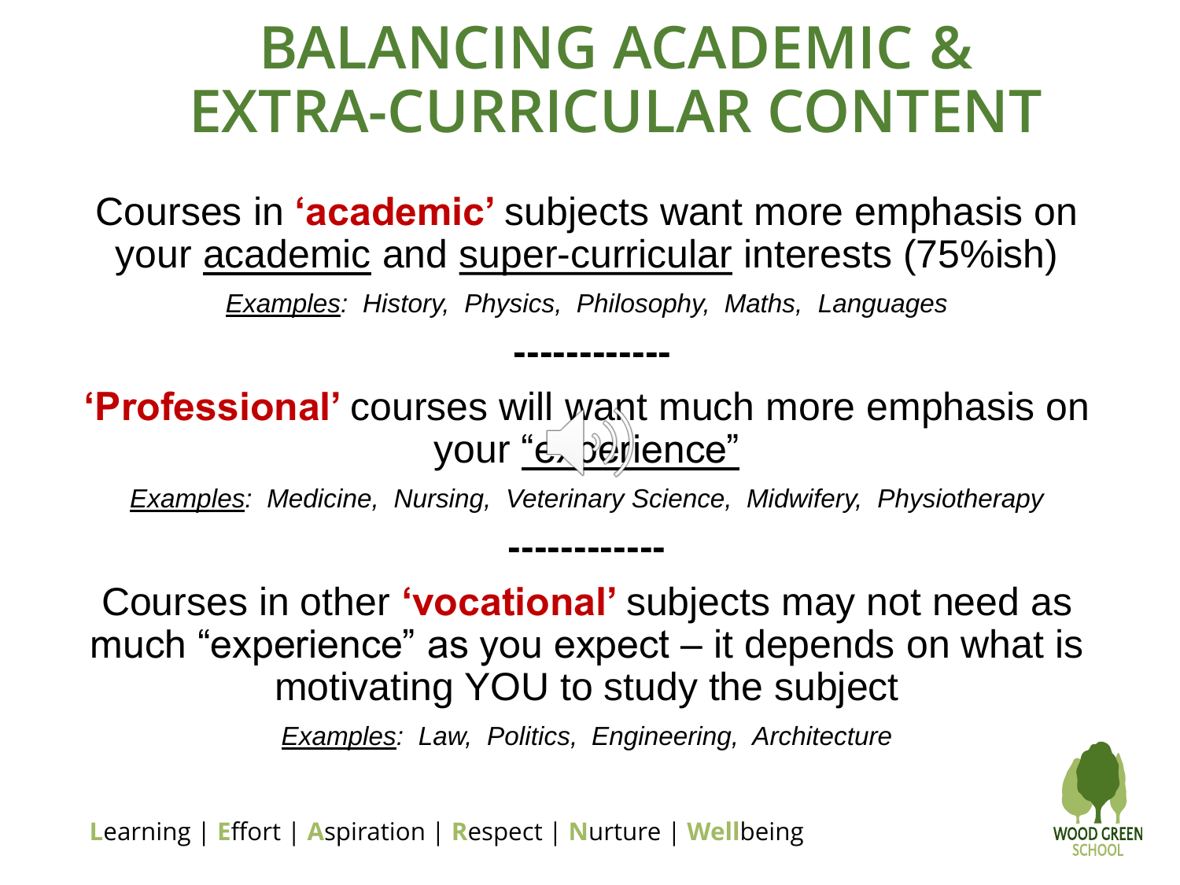# BALANCING ACADEMIC & EXTRA-CURRICULAR CONTENT

Courses in **'academic'** subjects want more emphasis on your academic and super-curricular interests (75%ish)

*Examples: History, Physics, Philosophy, Maths, Languages*

------------

**'Professional'** courses will want much more emphasis on your "experience"

*Examples: Medicine, Nursing, Veterinary Science, Midwifery, Physiotherapy*

------------

Courses in other **'vocational'** subjects may not need as much "experience" as you expect – it depends on what is motivating YOU to study the subject

*Examples: Law, Politics, Engineering, Architecture*

Learning | Effort | Aspiration | Respect | Nurture | Wellbeing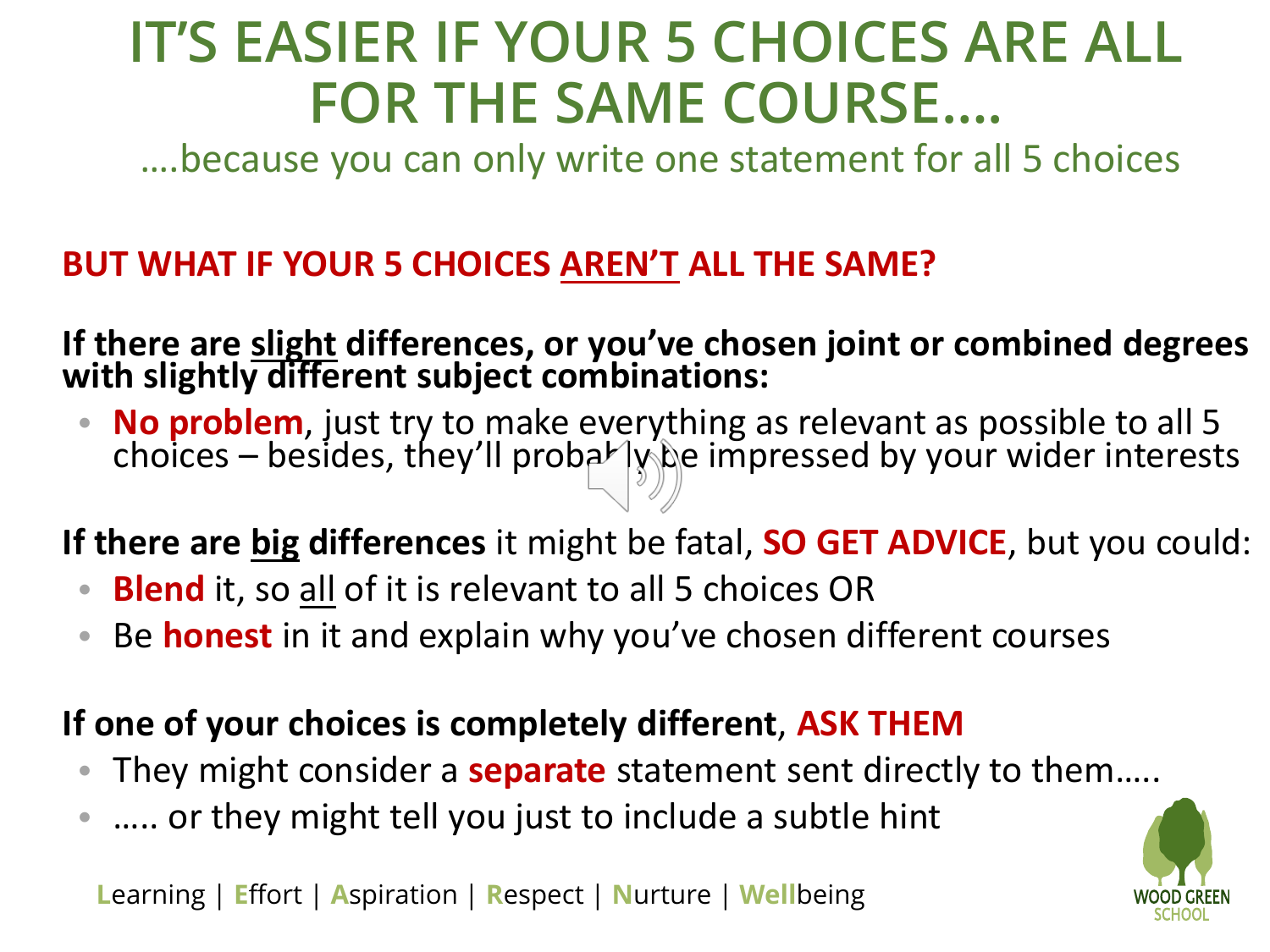# IT'S EASIER IF YOUR 5 CHOICES ARE ALL FOR THE SAME COURSE….

….because you can only write one statement for all 5 choices

**BUT WHAT IF YOUR 5 CHOICES AREN'T ALL THE SAME?**

**If there are slight differences, or you've chosen joint or combined degrees with slightly different subject combinations:**

- **No problem**, just try to make everything as relevant as possible to all 5 choices – besides, they'll probably be impressed by your wider interests

**If there are big differences** it might be fatal, **SO GET ADVICE**, but you could:

- **Blend** it, so all of it is relevant to all 5 choices OR
- Be **honest** in it and explain why you've chosen different courses

**If one of your choices is completely different**, **ASK THEM**

- They might consider a **separate** statement sent directly to them…..
- ….. or they might tell you just to include a subtle hint

Learning | Effort | Aspiration | Respect | Nurture | Wellbeing

WOOD GREEN SCHOOL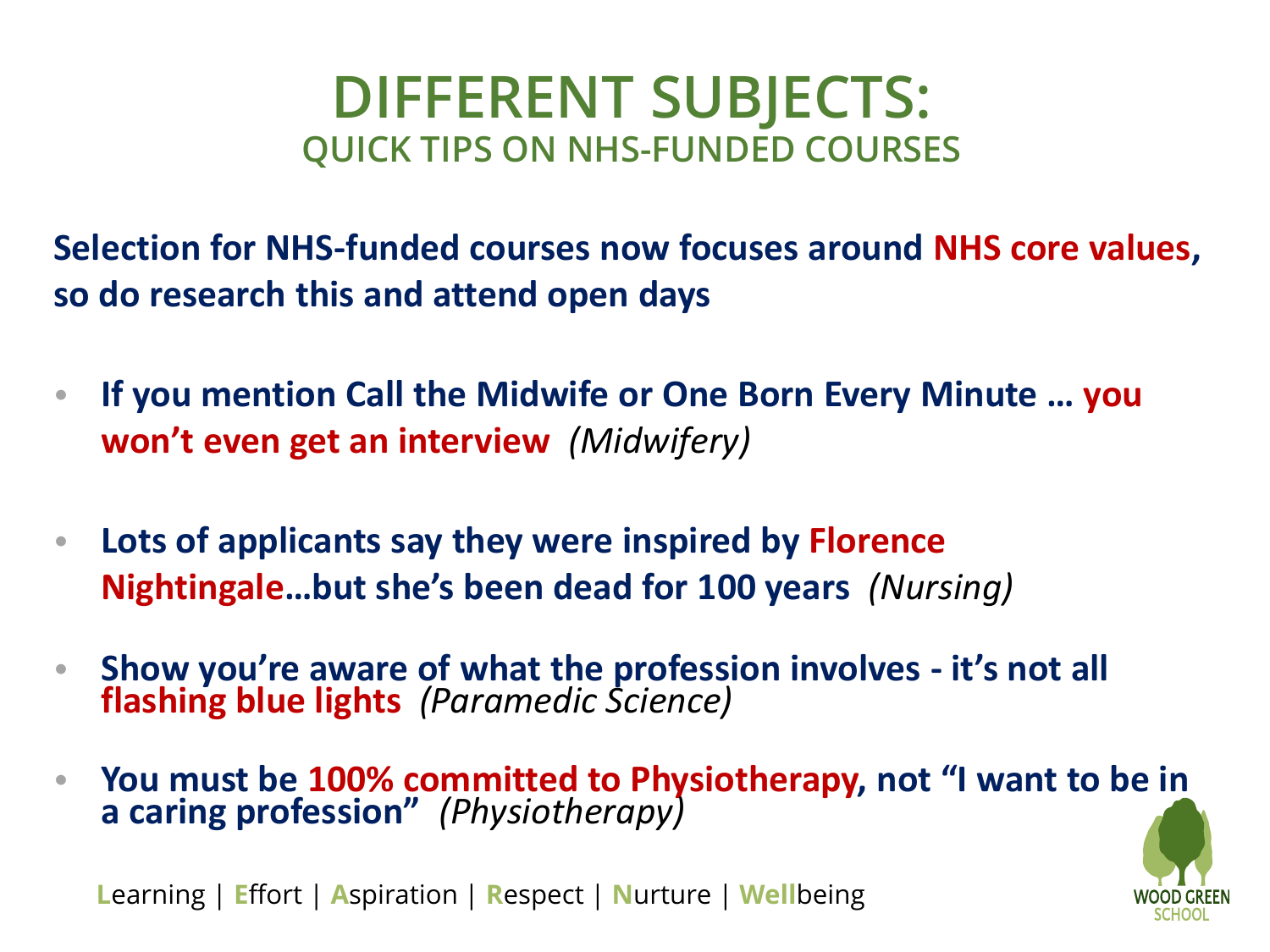# DIFFERENT SUBJECTS:
## QUICK TIPS ON NHS-FUNDED COURSES

**Selection for NHS-funded courses now focuses around NHS core values, so do research this and attend open days**

- **If you mention Call the Midwife or One Born Every Minute … you won't even get an interview** *(Midwifery)*
- **Lots of applicants say they were inspired by Florence Nightingale…but she's been dead for 100 years** *(Nursing)*
- **Show you're aware of what the profession involves - it's not all flashing blue lights** *(Paramedic Science)*
- **You must be 100% committed to Physiotherapy, not "I want to be in a caring profession"** *(Physiotherapy)*

Learning | Effort | Aspiration | Respect | Nurture | Wellbeing

WOOD GREEN SCHOOL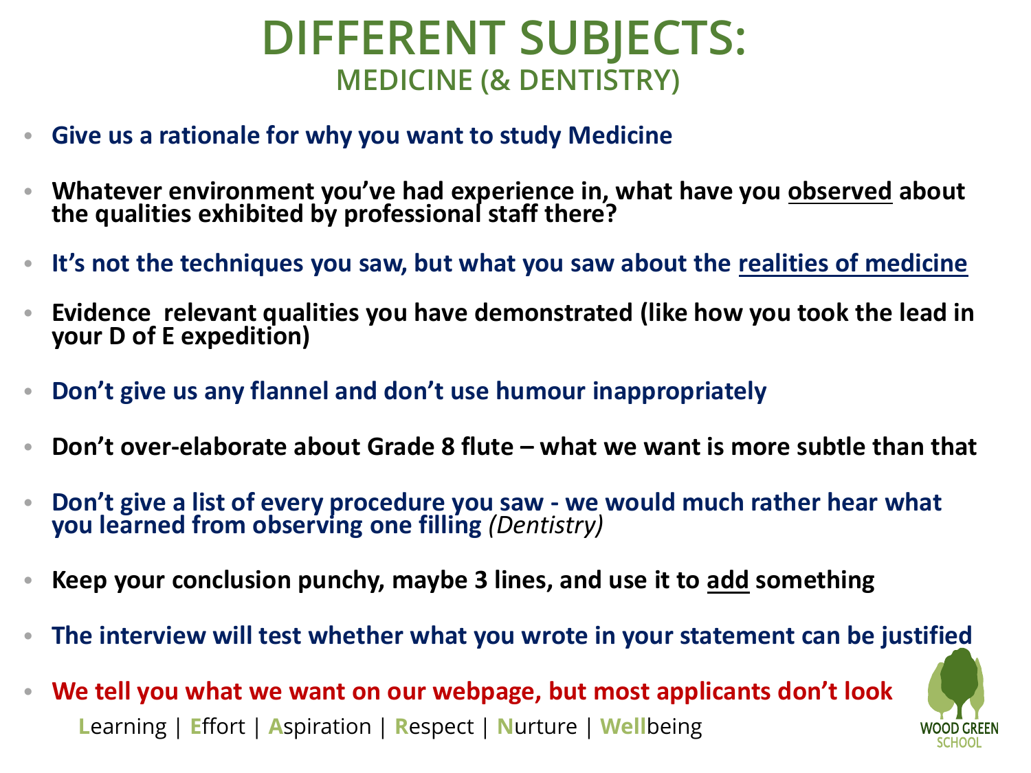# DIFFERENT SUBJECTS:

## MEDICINE (& DENTISTRY)

- **Give us a rationale for why you want to study Medicine**
- **Whatever environment you've had experience in, what have you observed about the qualities exhibited by professional staff there?**
- **It's not the techniques you saw, but what you saw about the realities of medicine**
- **Evidence relevant qualities you have demonstrated (like how you took the lead in your D of E expedition)**
- **Don't give us any flannel and don't use humour inappropriately**
- **Don't over-elaborate about Grade 8 flute – what we want is more subtle than that**
- **Don't give a list of every procedure you saw - we would much rather hear what you learned from observing one filling** *(Dentistry)*
- **Keep your conclusion punchy, maybe 3 lines, and use it to add something**
- **The interview will test whether what you wrote in your statement can be justified**
- **We tell you what we want on our webpage, but most applicants don't look**

Learning | Effort | Aspiration | Respect | Nurture | Wellbeing

WOOD GREEN SCHOOL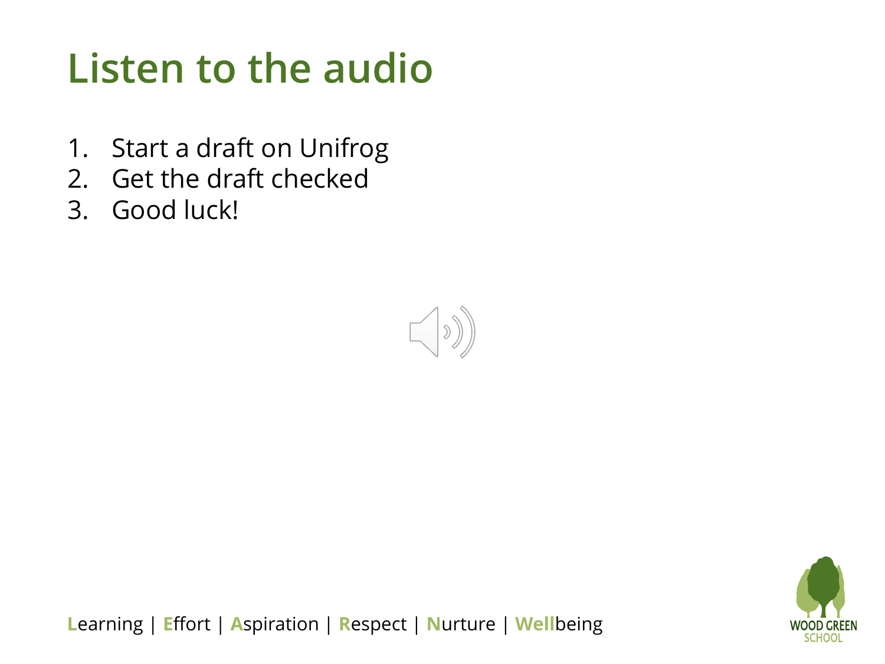# Listen to the audio

1. Start a draft on Unifrog
2. Get the draft checked
3. Good luck!

Learning | Effort | Aspiration | Respect | Nurture | Wellbeing